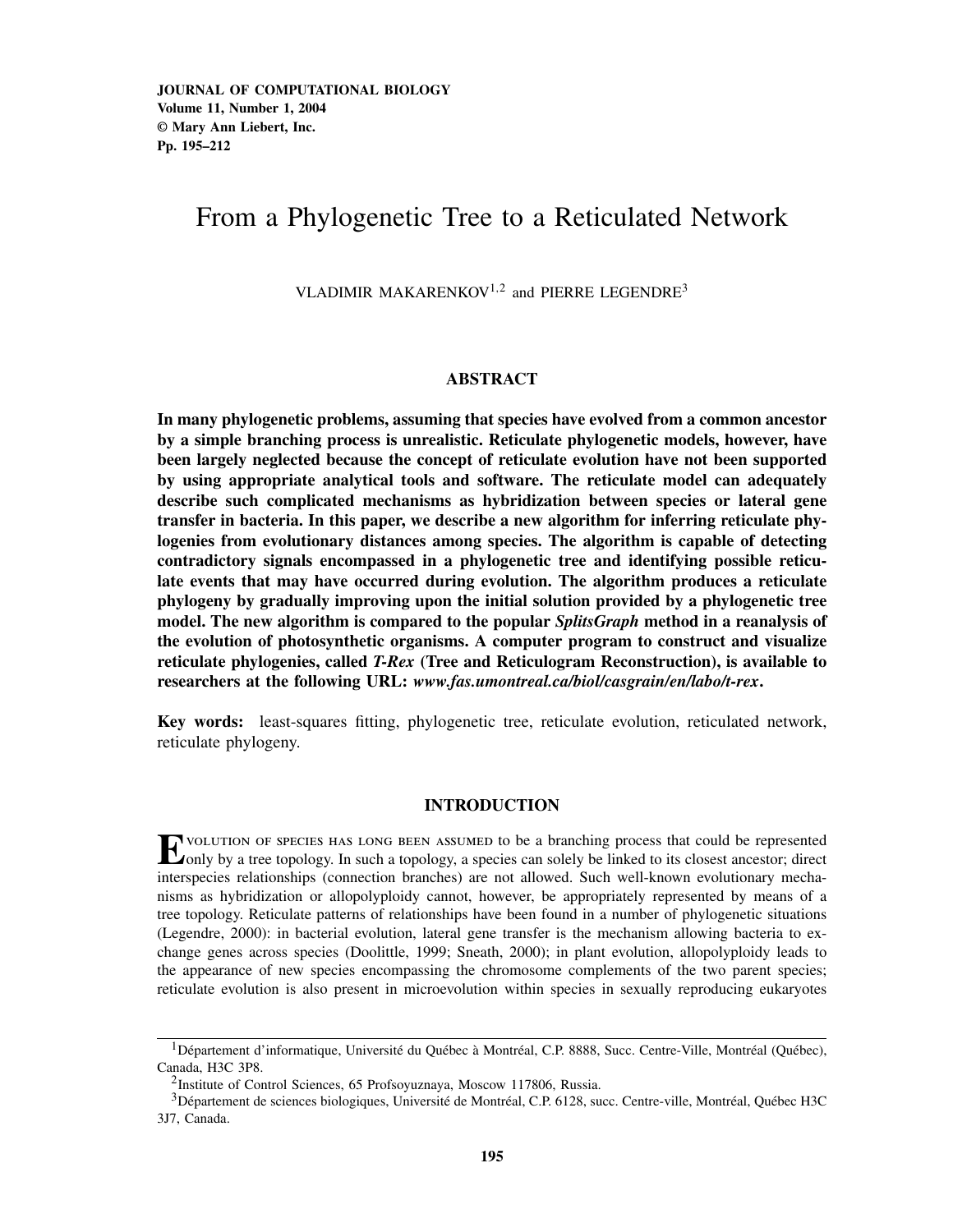# From a Phylogenetic Tree to a Reticulated Network

VLADIMIR MAKARENKOV[1,2] and PIERRE LEGENDRE[3]

## ABSTRACT

**In many phylogenetic problems, assuming that species have evolved from a common ancestor by a simple branching process is unrealistic. Reticulate phylogenetic models, however, have been largely neglected because the concept of reticulate evolution have not been supported by using appropriate analytical tools and software. The reticulate model can adequately describe such complicated mechanisms as hybridization between species or lateral gene transfer in bacteria. In this paper, we describe a new algorithm for inferring reticulate phylogenies from evolutionary distances among species. The algorithm is capable of detecting contradictory signals encompassed in a phylogenetic tree and identifying possible reticulate events that may have occurred during evolution. The algorithm produces a reticulate phylogeny by gradually improving upon the initial solution provided by a phylogenetic tree model. The new algorithm is compared to the popular *SplitsGraph* method in a reanalysis of the evolution of photosynthetic organisms. A computer program to construct and visualize reticulate phylogenies, called *T-Rex* (Tree and Reticulogram Reconstruction), is available to researchers at the following URL: *www.fas.umontreal.ca/biol/casgrain/en/labo/t-rex*.**

**Key words:** least-squares fitting, phylogenetic tree, reticulate evolution, reticulated network, reticulate phylogeny.

## INTRODUCTION

Evolution of species has long been assumed to be a branching process that could be represented only by a tree topology. In such a topology, a species can solely be linked to its closest ancestor; direct interspecies relationships (connection branches) are not allowed. Such well-known evolutionary mechanisms as hybridization or allopolyploidy cannot, however, be appropriately represented by means of a tree topology. Reticulate patterns of relationships have been found in a number of phylogenetic situations (Legendre, 2000): in bacterial evolution, lateral gene transfer is the mechanism allowing bacteria to exchange genes across species (Doolittle, 1999; Sneath, 2000); in plant evolution, allopolyploidy leads to the appearance of new species encompassing the chromosome complements of the two parent species; reticulate evolution is also present in microevolution within species in sexually reproducing eukaryotes

---

[1]Département d'informatique, Université du Québec à Montréal, C.P. 8888, Succ. Centre-Ville, Montréal (Québec), Canada, H3C 3P8.

[2]Institute of Control Sciences, 65 Profsoyuznaya, Moscow 117806, Russia.

[3]Département de sciences biologiques, Université de Montréal, C.P. 6128, succ. Centre-ville, Montréal, Québec H3C 3J7, Canada.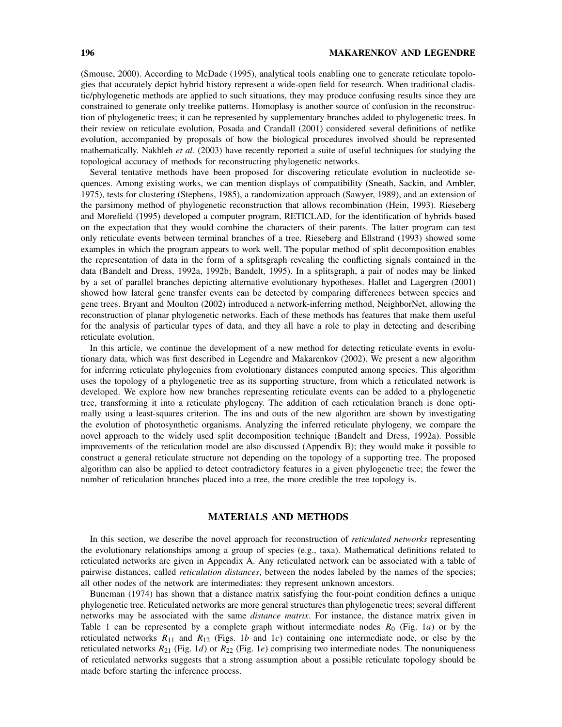(Smouse, 2000). According to McDade (1995), analytical tools enabling one to generate reticulate topologies that accurately depict hybrid history represent a wide-open field for research. When traditional cladistic/phylogenetic methods are applied to such situations, they may produce confusing results since they are constrained to generate only treelike patterns. Homoplasy is another source of confusion in the reconstruction of phylogenetic trees; it can be represented by supplementary branches added to phylogenetic trees. In their review on reticulate evolution, Posada and Crandall (2001) considered several definitions of netlike evolution, accompanied by proposals of how the biological procedures involved should be represented mathematically. Nakhleh *et al.* (2003) have recently reported a suite of useful techniques for studying the topological accuracy of methods for reconstructing phylogenetic networks.

Several tentative methods have been proposed for discovering reticulate evolution in nucleotide sequences. Among existing works, we can mention displays of compatibility (Sneath, Sackin, and Ambler, 1975), tests for clustering (Stephens, 1985), a randomization approach (Sawyer, 1989), and an extension of the parsimony method of phylogenetic reconstruction that allows recombination (Hein, 1993). Rieseberg and Morefield (1995) developed a computer program, RETICLAD, for the identification of hybrids based on the expectation that they would combine the characters of their parents. The latter program can test only reticulate events between terminal branches of a tree. Rieseberg and Ellstrand (1993) showed some examples in which the program appears to work well. The popular method of split decomposition enables the representation of data in the form of a splitsgraph revealing the conflicting signals contained in the data (Bandelt and Dress, 1992a, 1992b; Bandelt, 1995). In a splitsgraph, a pair of nodes may be linked by a set of parallel branches depicting alternative evolutionary hypotheses. Hallet and Lagergren (2001) showed how lateral gene transfer events can be detected by comparing differences between species and gene trees. Bryant and Moulton (2002) introduced a network-inferring method, NeighborNet, allowing the reconstruction of planar phylogenetic networks. Each of these methods has features that make them useful for the analysis of particular types of data, and they all have a role to play in detecting and describing reticulate evolution.

In this article, we continue the development of a new method for detecting reticulate events in evolutionary data, which was first described in Legendre and Makarenkov (2002). We present a new algorithm for inferring reticulate phylogenies from evolutionary distances computed among species. This algorithm uses the topology of a phylogenetic tree as its supporting structure, from which a reticulated network is developed. We explore how new branches representing reticulate events can be added to a phylogenetic tree, transforming it into a reticulate phylogeny. The addition of each reticulation branch is done optimally using a least-squares criterion. The ins and outs of the new algorithm are shown by investigating the evolution of photosynthetic organisms. Analyzing the inferred reticulate phylogeny, we compare the novel approach to the widely used split decomposition technique (Bandelt and Dress, 1992a). Possible improvements of the reticulation model are also discussed (Appendix B); they would make it possible to construct a general reticulate structure not depending on the topology of a supporting tree. The proposed algorithm can also be applied to detect contradictory features in a given phylogenetic tree; the fewer the number of reticulation branches placed into a tree, the more credible the tree topology is.

## MATERIALS AND METHODS

In this section, we describe the novel approach for reconstruction of *reticulated networks* representing the evolutionary relationships among a group of species (e.g., taxa). Mathematical definitions related to reticulated networks are given in Appendix A. Any reticulated network can be associated with a table of pairwise distances, called *reticulation distances*, between the nodes labeled by the names of the species; all other nodes of the network are intermediates: they represent unknown ancestors.

Buneman (1974) has shown that a distance matrix satisfying the four-point condition defines a unique phylogenetic tree. Reticulated networks are more general structures than phylogenetic trees; several different networks may be associated with the same *distance matrix*. For instance, the distance matrix given in Table 1 can be represented by a complete graph without intermediate nodes $R_0$ (Fig. 1*a*) or by the reticulated networks $R_{11}$ and $R_{12}$ (Figs. 1*b* and 1*c*) containing one intermediate node, or else by the reticulated networks $R_{21}$ (Fig. 1*d*) or $R_{22}$ (Fig. 1*e*) comprising two intermediate nodes. The nonuniqueness of reticulated networks suggests that a strong assumption about a possible reticulate topology should be made before starting the inference process.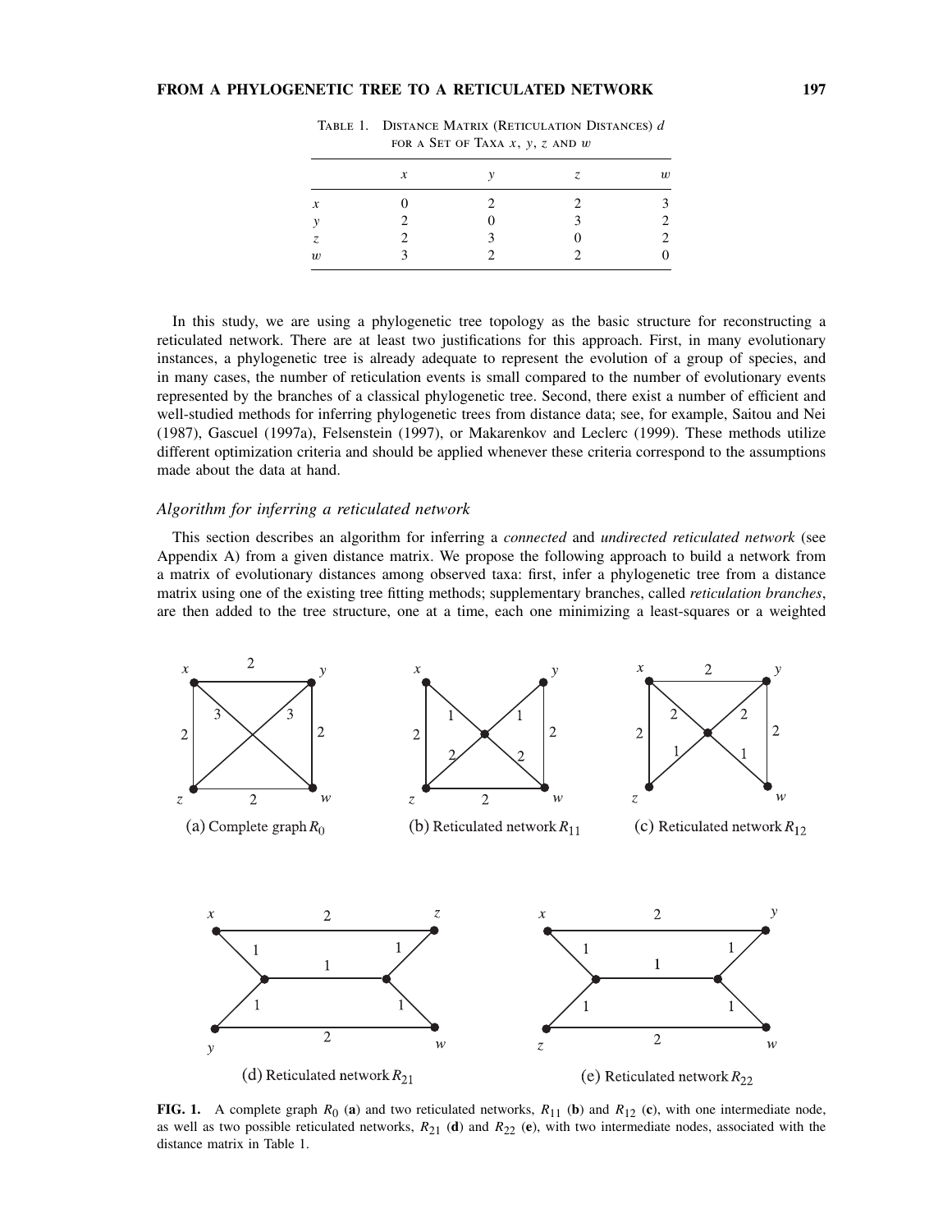Table 1. Distance Matrix (Reticulation Distances) $d$ for a Set of Taxa $x$, $y$, $z$ and $w$

| | $x$ | $y$ | $z$ | $w$ |
|---|---|---|---|---|
| $x$ | 0 | 2 | 2 | 3 |
| $y$ | 2 | 0 | 3 | 2 |
| $z$ | 2 | 3 | 0 | 2 |
| $w$ | 3 | 2 | 2 | 0 |

In this study, we are using a phylogenetic tree topology as the basic structure for reconstructing a reticulated network. There are at least two justifications for this approach. First, in many evolutionary instances, a phylogenetic tree is already adequate to represent the evolution of a group of species, and in many cases, the number of reticulation events is small compared to the number of evolutionary events represented by the branches of a classical phylogenetic tree. Second, there exist a number of efficient and well-studied methods for inferring phylogenetic trees from distance data; see, for example, Saitou and Nei (1987), Gascuel (1997a), Felsenstein (1997), or Makarenkov and Leclerc (1999). These methods utilize different optimization criteria and should be applied whenever these criteria correspond to the assumptions made about the data at hand.

### *Algorithm for inferring a reticulated network*

This section describes an algorithm for inferring a *connected* and *undirected reticulated network* (see Appendix A) from a given distance matrix. We propose the following approach to build a network from a matrix of evolutionary distances among observed taxa: first, infer a phylogenetic tree from a distance matrix using one of the existing tree fitting methods; supplementary branches, called *reticulation branches*, are then added to the tree structure, one at a time, each one minimizing a least-squares or a weighted

(a) Complete graph $R_0$ (b) Reticulated network $R_{11}$ (c) Reticulated network $R_{12}$

(d) Reticulated network $R_{21}$ (e) Reticulated network $R_{22}$

**FIG. 1.** A complete graph $R_0$ (**a**) and two reticulated networks, $R_{11}$ (**b**) and $R_{12}$ (**c**), with one intermediate node, as well as two possible reticulated networks, $R_{21}$ (**d**) and $R_{22}$ (**e**), with two intermediate nodes, associated with the distance matrix in Table 1.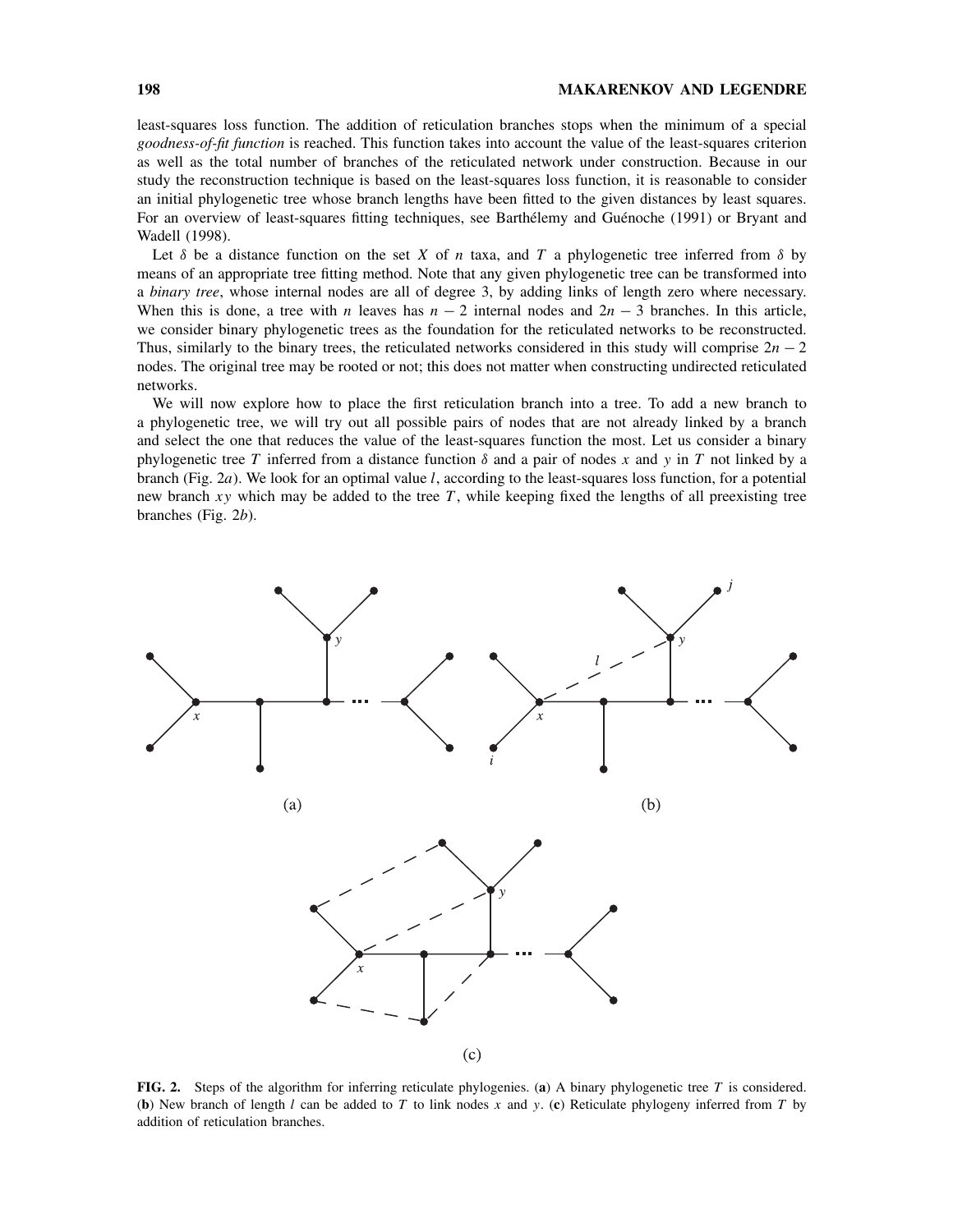least-squares loss function. The addition of reticulation branches stops when the minimum of a special *goodness-of-fit function* is reached. This function takes into account the value of the least-squares criterion as well as the total number of branches of the reticulated network under construction. Because in our study the reconstruction technique is based on the least-squares loss function, it is reasonable to consider an initial phylogenetic tree whose branch lengths have been fitted to the given distances by least squares. For an overview of least-squares fitting techniques, see Barthélemy and Guénoche (1991) or Bryant and Wadell (1998).

Let $\delta$ be a distance function on the set $X$ of $n$ taxa, and $T$ a phylogenetic tree inferred from $\delta$ by means of an appropriate tree fitting method. Note that any given phylogenetic tree can be transformed into a *binary tree*, whose internal nodes are all of degree 3, by adding links of length zero where necessary. When this is done, a tree with $n$ leaves has $n - 2$ internal nodes and $2n - 3$ branches. In this article, we consider binary phylogenetic trees as the foundation for the reticulated networks to be reconstructed. Thus, similarly to the binary trees, the reticulated networks considered in this study will comprise $2n - 2$ nodes. The original tree may be rooted or not; this does not matter when constructing undirected reticulated networks.

We will now explore how to place the first reticulation branch into a tree. To add a new branch to a phylogenetic tree, we will try out all possible pairs of nodes that are not already linked by a branch and select the one that reduces the value of the least-squares function the most. Let us consider a binary phylogenetic tree $T$ inferred from a distance function $\delta$ and a pair of nodes $x$ and $y$ in $T$ not linked by a branch (Fig. 2*a*). We look for an optimal value $l$, according to the least-squares loss function, for a potential new branch $xy$ which may be added to the tree $T$, while keeping fixed the lengths of all preexisting tree branches (Fig. 2*b*).

**FIG. 2.** Steps of the algorithm for inferring reticulate phylogenies. (**a**) A binary phylogenetic tree $T$ is considered. (**b**) New branch of length $l$ can be added to $T$ to link nodes $x$ and $y$. (**c**) Reticulate phylogeny inferred from $T$ by addition of reticulation branches.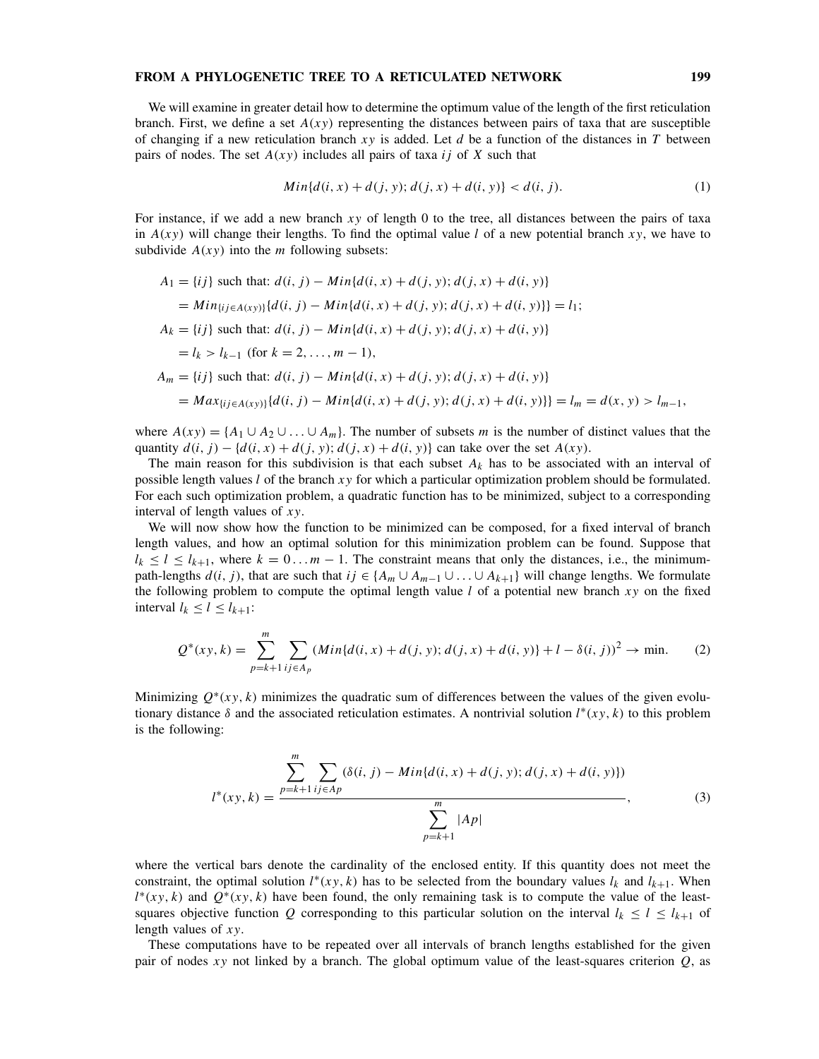We will examine in greater detail how to determine the optimum value of the length of the first reticulation branch. First, we define a set $A(xy)$ representing the distances between pairs of taxa that are susceptible of changing if a new reticulation branch $xy$ is added. Let $d$ be a function of the distances in $T$ between pairs of nodes. The set $A(xy)$ includes all pairs of taxa $ij$ of $X$ such that

$$Min\{d(i,x)+d(j,y);\, d(j,x)+d(i,y)\} < d(i,j). \tag{1}$$

For instance, if we add a new branch $xy$ of length 0 to the tree, all distances between the pairs of taxa in $A(xy)$ will change their lengths. To find the optimal value $l$ of a new potential branch $xy$, we have to subdivide $A(xy)$ into the $m$ following subsets:

$$\begin{aligned}
A_1 = \{ij\} &\text{ such that: } d(i,j) - Min\{d(i,x)+d(j,y);\, d(j,x)+d(i,y)\}\\
&= Min_{\{ij\in A(xy)\}}\{d(i,j) - Min\{d(i,x)+d(j,y);\, d(j,x)+d(i,y)\}\} = l_1;\\
A_k = \{ij\} &\text{ such that: } d(i,j) - Min\{d(i,x)+d(j,y);\, d(j,x)+d(i,y)\}\\
&= l_k > l_{k-1} \text{ (for } k = 2,\ldots,m-1),\\
A_m = \{ij\} &\text{ such that: } d(i,j) - Min\{d(i,x)+d(j,y);\, d(j,x)+d(i,y)\}\\
&= Max_{\{ij\in A(xy)\}}\{d(i,j) - Min\{d(i,x)+d(j,y);\, d(j,x)+d(i,y)\}\} = l_m = d(x,y) > l_{m-1},
\end{aligned}$$

where $A(xy) = \{A_1 \cup A_2 \cup \ldots \cup A_m\}$. The number of subsets $m$ is the number of distinct values that the quantity $d(i,j) - \{d(i,x)+d(j,y);\, d(j,x)+d(i,y)\}$ can take over the set $A(xy)$.

The main reason for this subdivision is that each subset $A_k$ has to be associated with an interval of possible length values $l$ of the branch $xy$ for which a particular optimization problem should be formulated. For each such optimization problem, a quadratic function has to be minimized, subject to a corresponding interval of length values of $xy$.

We will now show how the function to be minimized can be composed, for a fixed interval of branch length values, and how an optimal solution for this minimization problem can be found. Suppose that $l_k \le l \le l_{k+1}$, where $k = 0\ldots m-1$. The constraint means that only the distances, i.e., the minimum-path-lengths $d(i,j)$, that are such that $ij \in \{A_m \cup A_{m-1} \cup \ldots \cup A_{k+1}\}$ will change lengths. We formulate the following problem to compute the optimal length value $l$ of a potential new branch $xy$ on the fixed interval $l_k \le l \le l_{k+1}$:

$$Q^*(xy,k) = \sum_{p=k+1}^{m} \sum_{ij\in A_p} (Min\{d(i,x)+d(j,y);\, d(j,x)+d(i,y)\} + l - \delta(i,j))^2 \to \min. \tag{2}$$

Minimizing $Q^*(xy,k)$ minimizes the quadratic sum of differences between the values of the given evolutionary distance $\delta$ and the associated reticulation estimates. A nontrivial solution $l^*(xy,k)$ to this problem is the following:

$$l^*(xy,k) = \frac{\displaystyle\sum_{p=k+1}^{m} \sum_{ij\in Ap} (\delta(i,j) - Min\{d(i,x)+d(j,y);\, d(j,x)+d(i,y)\})}{\displaystyle\sum_{p=k+1}^{m} |Ap|}, \tag{3}$$

where the vertical bars denote the cardinality of the enclosed entity. If this quantity does not meet the constraint, the optimal solution $l^*(xy,k)$ has to be selected from the boundary values $l_k$ and $l_{k+1}$. When $l^*(xy,k)$ and $Q^*(xy,k)$ have been found, the only remaining task is to compute the value of the least-squares objective function $Q$ corresponding to this particular solution on the interval $l_k \le l \le l_{k+1}$ of length values of $xy$.

These computations have to be repeated over all intervals of branch lengths established for the given pair of nodes $xy$ not linked by a branch. The global optimum value of the least-squares criterion $Q$, as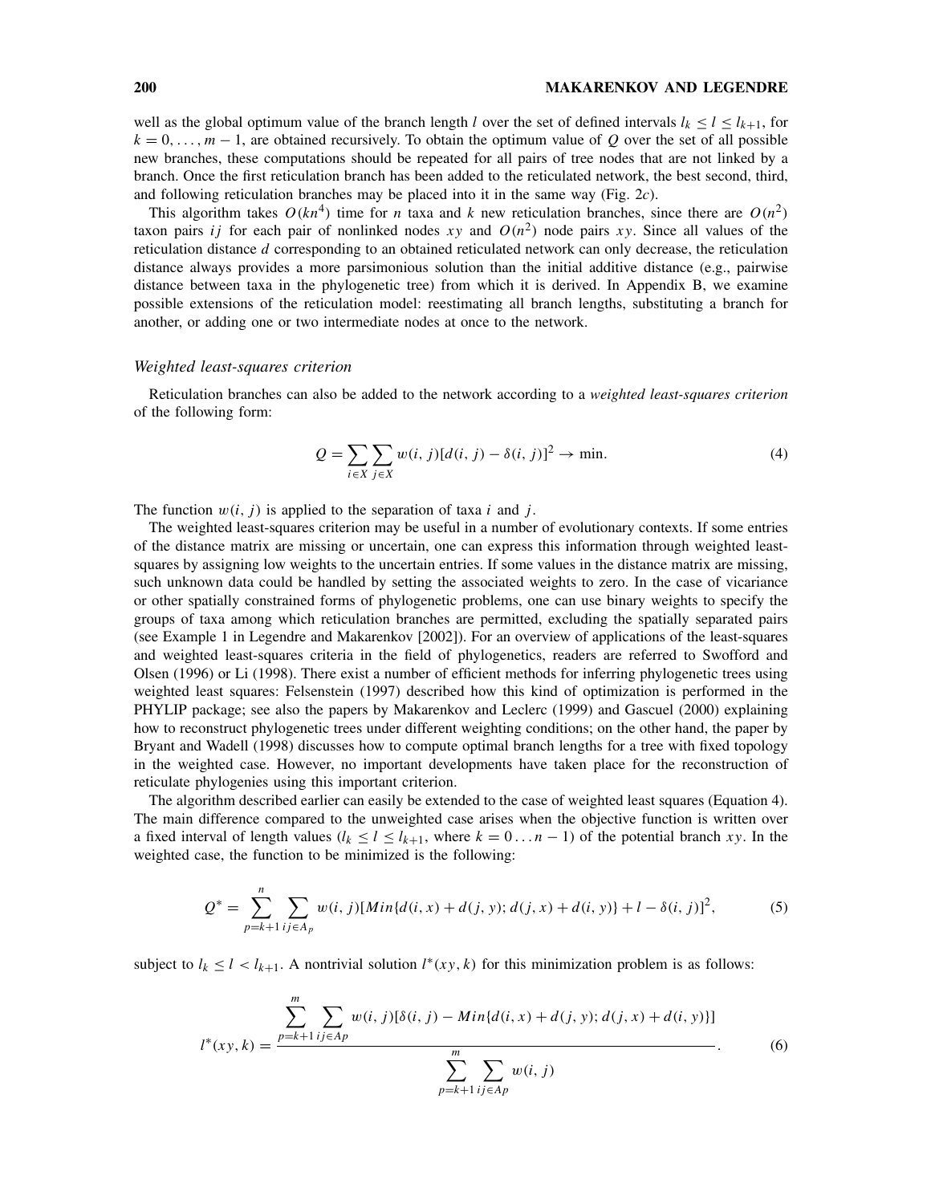well as the global optimum value of the branch length $l$ over the set of defined intervals $l_k \leq l \leq l_{k+1}$, for $k = 0, \ldots, m-1$, are obtained recursively. To obtain the optimum value of $Q$ over the set of all possible new branches, these computations should be repeated for all pairs of tree nodes that are not linked by a branch. Once the first reticulation branch has been added to the reticulated network, the best second, third, and following reticulation branches may be placed into it in the same way (Fig. 2*c*).

This algorithm takes $O(kn^4)$ time for $n$ taxa and $k$ new reticulation branches, since there are $O(n^2)$ taxon pairs $ij$ for each pair of nonlinked nodes $xy$ and $O(n^2)$ node pairs $xy$. Since all values of the reticulation distance $d$ corresponding to an obtained reticulated network can only decrease, the reticulation distance always provides a more parsimonious solution than the initial additive distance (e.g., pairwise distance between taxa in the phylogenetic tree) from which it is derived. In Appendix B, we examine possible extensions of the reticulation model: reestimating all branch lengths, substituting a branch for another, or adding one or two intermediate nodes at once to the network.

### *Weighted least-squares criterion*

Reticulation branches can also be added to the network according to a *weighted least-squares criterion* of the following form:

$$Q = \sum_{i \in X} \sum_{j \in X} w(i, j)[d(i, j) - \delta(i, j)]^2 \rightarrow \min. \tag{4}$$

The function $w(i, j)$ is applied to the separation of taxa $i$ and $j$.

The weighted least-squares criterion may be useful in a number of evolutionary contexts. If some entries of the distance matrix are missing or uncertain, one can express this information through weighted least-squares by assigning low weights to the uncertain entries. If some values in the distance matrix are missing, such unknown data could be handled by setting the associated weights to zero. In the case of vicariance or other spatially constrained forms of phylogenetic problems, one can use binary weights to specify the groups of taxa among which reticulation branches are permitted, excluding the spatially separated pairs (see Example 1 in Legendre and Makarenkov [2002]). For an overview of applications of the least-squares and weighted least-squares criteria in the field of phylogenetics, readers are referred to Swofford and Olsen (1996) or Li (1998). There exist a number of efficient methods for inferring phylogenetic trees using weighted least squares: Felsenstein (1997) described how this kind of optimization is performed in the PHYLIP package; see also the papers by Makarenkov and Leclerc (1999) and Gascuel (2000) explaining how to reconstruct phylogenetic trees under different weighting conditions; on the other hand, the paper by Bryant and Wadell (1998) discusses how to compute optimal branch lengths for a tree with fixed topology in the weighted case. However, no important developments have taken place for the reconstruction of reticulate phylogenies using this important criterion.

The algorithm described earlier can easily be extended to the case of weighted least squares (Equation 4). The main difference compared to the unweighted case arises when the objective function is written over a fixed interval of length values ($l_k \leq l \leq l_{k+1}$, where $k = 0 \ldots n-1$) of the potential branch $xy$. In the weighted case, the function to be minimized is the following:

$$Q^* = \sum_{p=k+1}^{n} \sum_{ij \in A_p} w(i, j)[Min\{d(i, x) + d(j, y); d(j, x) + d(i, y)\} + l - \delta(i, j)]^2, \tag{5}$$

subject to $l_k \leq l < l_{k+1}$. A nontrivial solution $l^*(xy, k)$ for this minimization problem is as follows:

$$l^*(xy, k) = \frac{\displaystyle\sum_{p=k+1}^{m} \sum_{ij \in Ap} w(i, j)[\delta(i, j) - Min\{d(i, x) + d(j, y); d(j, x) + d(i, y)\}]}{\displaystyle\sum_{p=k+1}^{m} \sum_{ij \in Ap} w(i, j)}. \tag{6}$$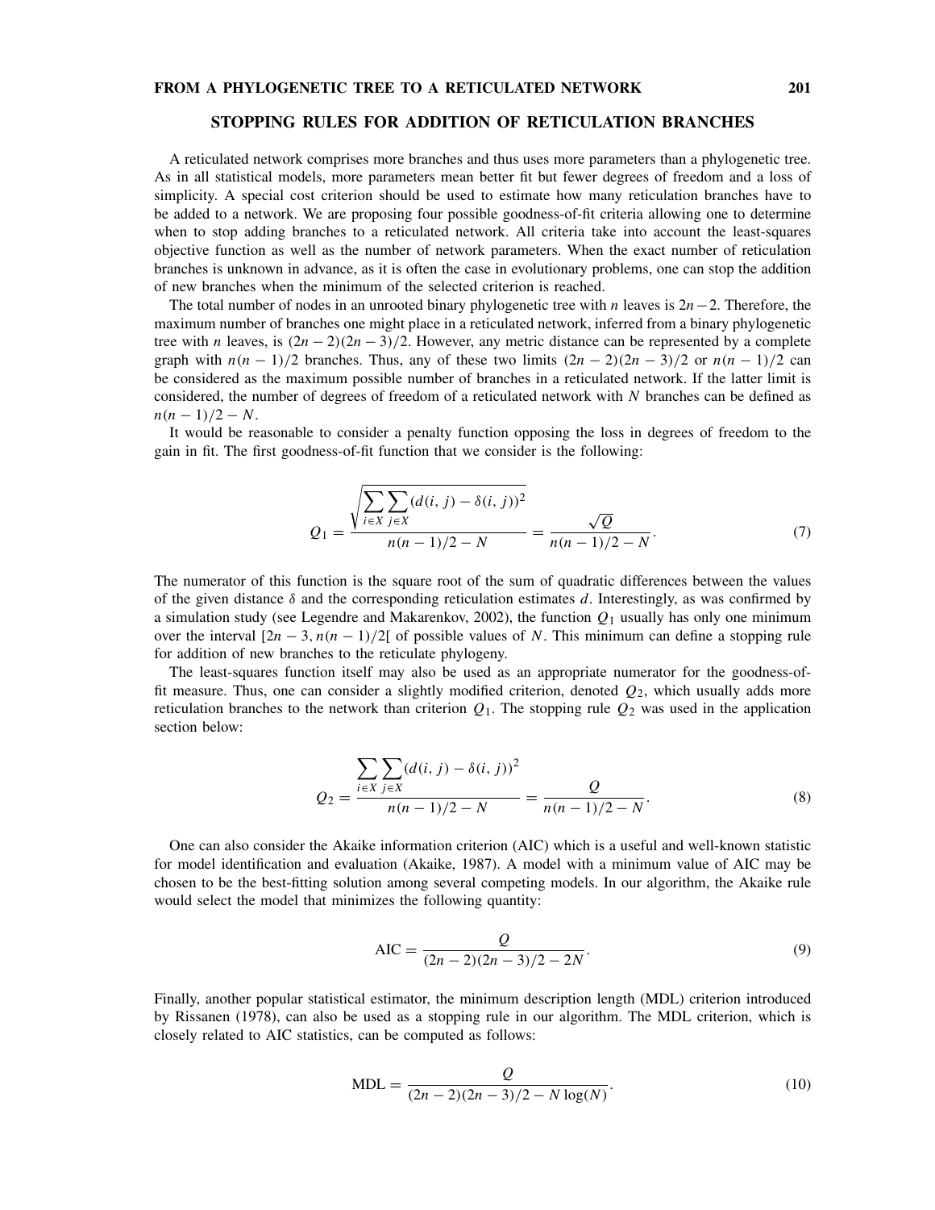## STOPPING RULES FOR ADDITION OF RETICULATION BRANCHES

A reticulated network comprises more branches and thus uses more parameters than a phylogenetic tree. As in all statistical models, more parameters mean better fit but fewer degrees of freedom and a loss of simplicity. A special cost criterion should be used to estimate how many reticulation branches have to be added to a network. We are proposing four possible goodness-of-fit criteria allowing one to determine when to stop adding branches to a reticulated network. All criteria take into account the least-squares objective function as well as the number of network parameters. When the exact number of reticulation branches is unknown in advance, as it is often the case in evolutionary problems, one can stop the addition of new branches when the minimum of the selected criterion is reached.

The total number of nodes in an unrooted binary phylogenetic tree with $n$ leaves is $2n-2$. Therefore, the maximum number of branches one might place in a reticulated network, inferred from a binary phylogenetic tree with $n$ leaves, is $(2n-2)(2n-3)/2$. However, any metric distance can be represented by a complete graph with $n(n-1)/2$ branches. Thus, any of these two limits $(2n-2)(2n-3)/2$ or $n(n-1)/2$ can be considered as the maximum possible number of branches in a reticulated network. If the latter limit is considered, the number of degrees of freedom of a reticulated network with $N$ branches can be defined as $n(n-1)/2 - N$.

It would be reasonable to consider a penalty function opposing the loss in degrees of freedom to the gain in fit. The first goodness-of-fit function that we consider is the following:

$$Q_1 = \frac{\sqrt{\sum_{i \in X} \sum_{j \in X} (d(i,j) - \delta(i,j))^2}}{n(n-1)/2 - N} = \frac{\sqrt{Q}}{n(n-1)/2 - N}. \tag{7}$$

The numerator of this function is the square root of the sum of quadratic differences between the values of the given distance $\delta$ and the corresponding reticulation estimates $d$. Interestingly, as was confirmed by a simulation study (see Legendre and Makarenkov, 2002), the function $Q_1$ usually has only one minimum over the interval $[2n-3, n(n-1)/2[$ of possible values of $N$. This minimum can define a stopping rule for addition of new branches to the reticulate phylogeny.

The least-squares function itself may also be used as an appropriate numerator for the goodness-of-fit measure. Thus, one can consider a slightly modified criterion, denoted $Q_2$, which usually adds more reticulation branches to the network than criterion $Q_1$. The stopping rule $Q_2$ was used in the application section below:

$$Q_2 = \frac{\sum_{i \in X} \sum_{j \in X} (d(i,j) - \delta(i,j))^2}{n(n-1)/2 - N} = \frac{Q}{n(n-1)/2 - N}. \tag{8}$$

One can also consider the Akaike information criterion (AIC) which is a useful and well-known statistic for model identification and evaluation (Akaike, 1987). A model with a minimum value of AIC may be chosen to be the best-fitting solution among several competing models. In our algorithm, the Akaike rule would select the model that minimizes the following quantity:

$$\text{AIC} = \frac{Q}{(2n-2)(2n-3)/2 - 2N}. \tag{9}$$

Finally, another popular statistical estimator, the minimum description length (MDL) criterion introduced by Rissanen (1978), can also be used as a stopping rule in our algorithm. The MDL criterion, which is closely related to AIC statistics, can be computed as follows:

$$\text{MDL} = \frac{Q}{(2n-2)(2n-3)/2 - N\log(N)}. \tag{10}$$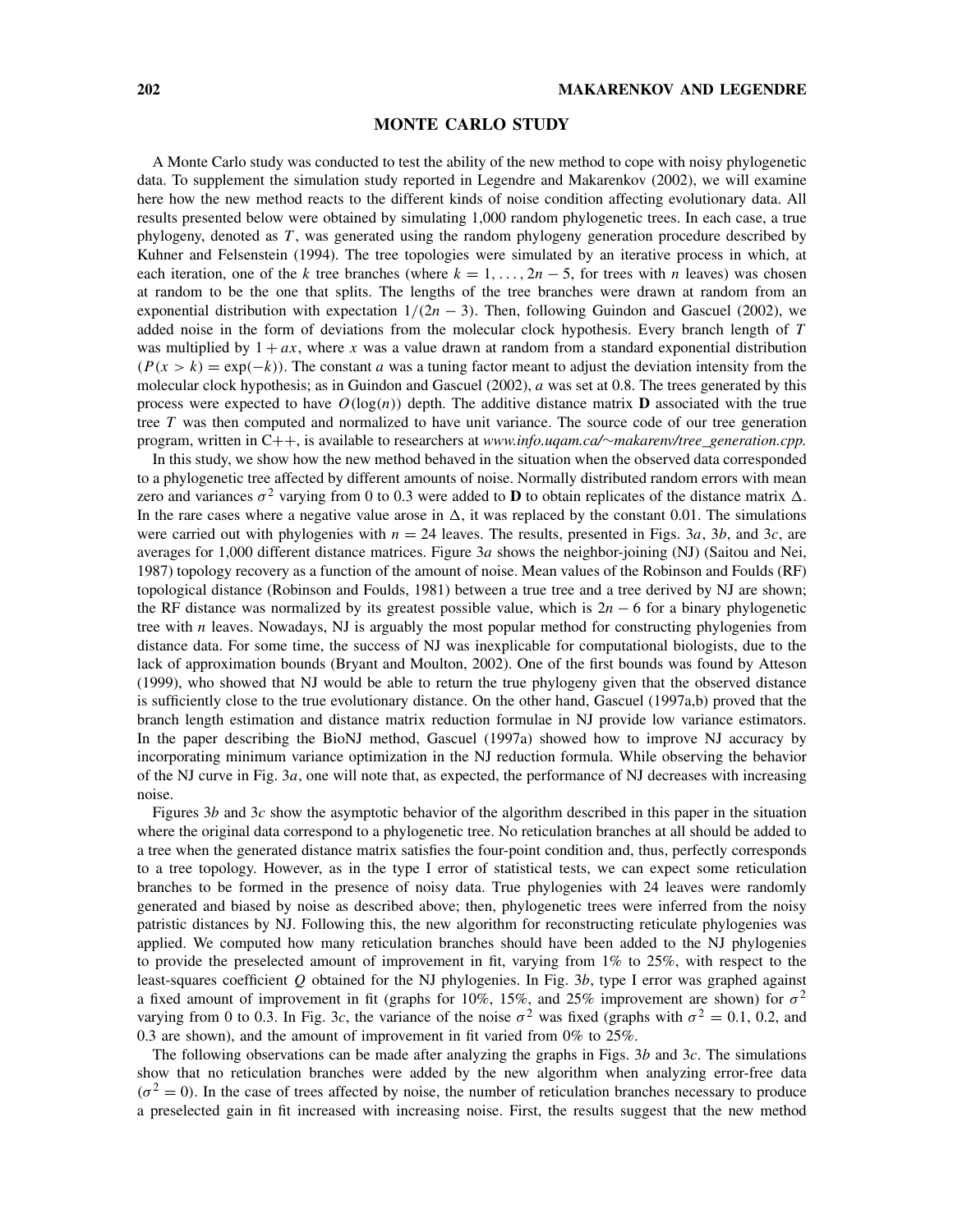## MONTE CARLO STUDY

A Monte Carlo study was conducted to test the ability of the new method to cope with noisy phylogenetic data. To supplement the simulation study reported in Legendre and Makarenkov (2002), we will examine here how the new method reacts to the different kinds of noise condition affecting evolutionary data. All results presented below were obtained by simulating 1,000 random phylogenetic trees. In each case, a true phylogeny, denoted as $T$, was generated using the random phylogeny generation procedure described by Kuhner and Felsenstein (1994). The tree topologies were simulated by an iterative process in which, at each iteration, one of the $k$ tree branches (where $k = 1, \ldots, 2n - 5$, for trees with $n$ leaves) was chosen at random to be the one that splits. The lengths of the tree branches were drawn at random from an exponential distribution with expectation $1/(2n - 3)$. Then, following Guindon and Gascuel (2002), we added noise in the form of deviations from the molecular clock hypothesis. Every branch length of $T$ was multiplied by $1 + ax$, where $x$ was a value drawn at random from a standard exponential distribution ($P(x > k) = \exp(-k)$). The constant $a$ was a tuning factor meant to adjust the deviation intensity from the molecular clock hypothesis; as in Guindon and Gascuel (2002), $a$ was set at 0.8. The trees generated by this process were expected to have $O(\log(n))$ depth. The additive distance matrix $\mathbf{D}$ associated with the true tree $T$ was then computed and normalized to have unit variance. The source code of our tree generation program, written in C++, is available to researchers at *www.info.uqam.ca/~makarenv/tree_generation.cpp.*

In this study, we show how the new method behaved in the situation when the observed data corresponded to a phylogenetic tree affected by different amounts of noise. Normally distributed random errors with mean zero and variances $\sigma^2$ varying from 0 to 0.3 were added to $\mathbf{D}$ to obtain replicates of the distance matrix $\Delta$. In the rare cases where a negative value arose in $\Delta$, it was replaced by the constant 0.01. The simulations were carried out with phylogenies with $n = 24$ leaves. The results, presented in Figs. 3*a*, 3*b*, and 3*c*, are averages for 1,000 different distance matrices. Figure 3*a* shows the neighbor-joining (NJ) (Saitou and Nei, 1987) topology recovery as a function of the amount of noise. Mean values of the Robinson and Foulds (RF) topological distance (Robinson and Foulds, 1981) between a true tree and a tree derived by NJ are shown; the RF distance was normalized by its greatest possible value, which is $2n - 6$ for a binary phylogenetic tree with $n$ leaves. Nowadays, NJ is arguably the most popular method for constructing phylogenies from distance data. For some time, the success of NJ was inexplicable for computational biologists, due to the lack of approximation bounds (Bryant and Moulton, 2002). One of the first bounds was found by Atteson (1999), who showed that NJ would be able to return the true phylogeny given that the observed distance is sufficiently close to the true evolutionary distance. On the other hand, Gascuel (1997a,b) proved that the branch length estimation and distance matrix reduction formulae in NJ provide low variance estimators. In the paper describing the BioNJ method, Gascuel (1997a) showed how to improve NJ accuracy by incorporating minimum variance optimization in the NJ reduction formula. While observing the behavior of the NJ curve in Fig. 3*a*, one will note that, as expected, the performance of NJ decreases with increasing noise.

Figures 3*b* and 3*c* show the asymptotic behavior of the algorithm described in this paper in the situation where the original data correspond to a phylogenetic tree. No reticulation branches at all should be added to a tree when the generated distance matrix satisfies the four-point condition and, thus, perfectly corresponds to a tree topology. However, as in the type I error of statistical tests, we can expect some reticulation branches to be formed in the presence of noisy data. True phylogenies with 24 leaves were randomly generated and biased by noise as described above; then, phylogenetic trees were inferred from the noisy patristic distances by NJ. Following this, the new algorithm for reconstructing reticulate phylogenies was applied. We computed how many reticulation branches should have been added to the NJ phylogenies to provide the preselected amount of improvement in fit, varying from 1% to 25%, with respect to the least-squares coefficient $Q$ obtained for the NJ phylogenies. In Fig. 3*b*, type I error was graphed against a fixed amount of improvement in fit (graphs for 10%, 15%, and 25% improvement are shown) for $\sigma^2$ varying from 0 to 0.3. In Fig. 3*c*, the variance of the noise $\sigma^2$ was fixed (graphs with $\sigma^2 = 0.1$, 0.2, and 0.3 are shown), and the amount of improvement in fit varied from 0% to 25%.

The following observations can be made after analyzing the graphs in Figs. 3*b* and 3*c*. The simulations show that no reticulation branches were added by the new algorithm when analyzing error-free data ($\sigma^2 = 0$). In the case of trees affected by noise, the number of reticulation branches necessary to produce a preselected gain in fit increased with increasing noise. First, the results suggest that the new method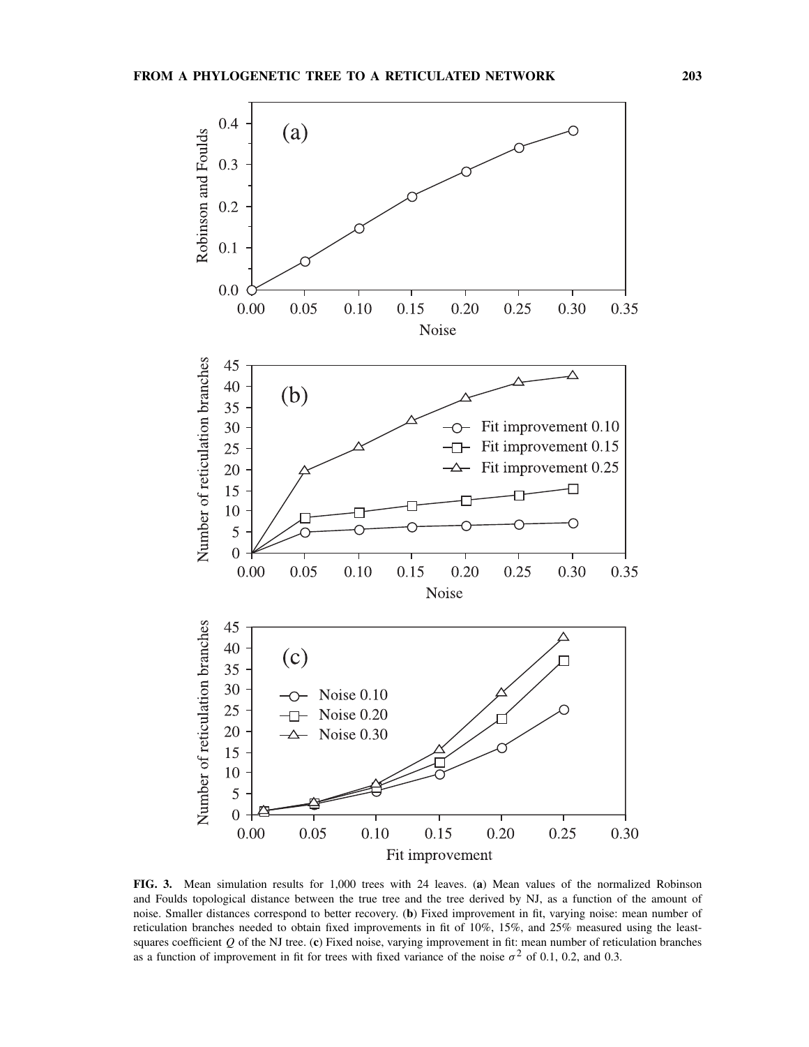**FIG. 3.** Mean simulation results for 1,000 trees with 24 leaves. (**a**) Mean values of the normalized Robinson and Foulds topological distance between the true tree and the tree derived by NJ, as a function of the amount of noise. Smaller distances correspond to better recovery. (**b**) Fixed improvement in fit, varying noise: mean number of reticulation branches needed to obtain fixed improvements in fit of 10%, 15%, and 25% measured using the least-squares coefficient $Q$ of the NJ tree. (**c**) Fixed noise, varying improvement in fit: mean number of reticulation branches as a function of improvement in fit for trees with fixed variance of the noise $\sigma^2$ of 0.1, 0.2, and 0.3.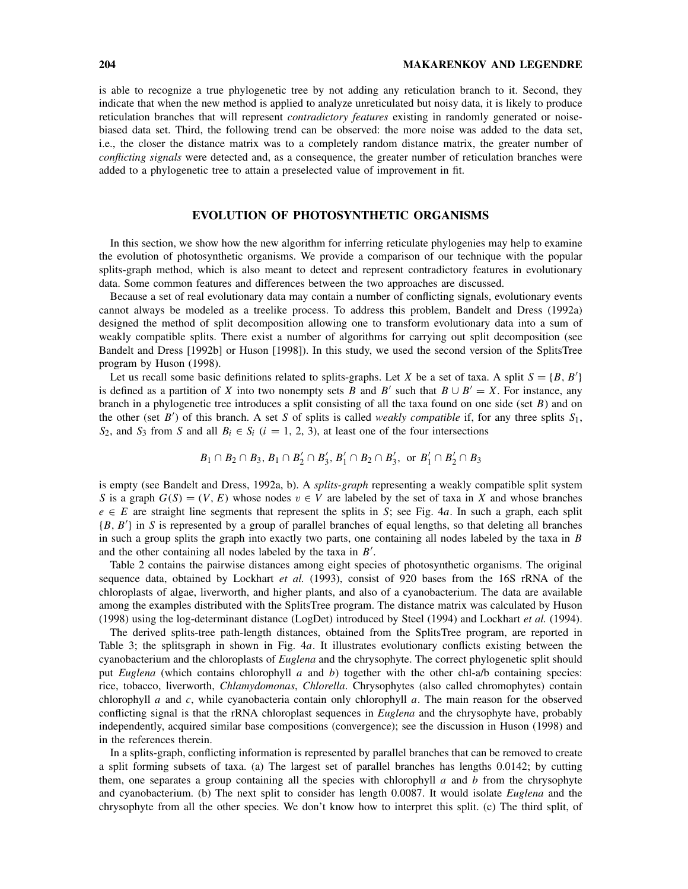is able to recognize a true phylogenetic tree by not adding any reticulation branch to it. Second, they indicate that when the new method is applied to analyze unreticulated but noisy data, it is likely to produce reticulation branches that will represent *contradictory features* existing in randomly generated or noise-biased data set. Third, the following trend can be observed: the more noise was added to the data set, i.e., the closer the distance matrix was to a completely random distance matrix, the greater number of *conflicting signals* were detected and, as a consequence, the greater number of reticulation branches were added to a phylogenetic tree to attain a preselected value of improvement in fit.

## EVOLUTION OF PHOTOSYNTHETIC ORGANISMS

In this section, we show how the new algorithm for inferring reticulate phylogenies may help to examine the evolution of photosynthetic organisms. We provide a comparison of our technique with the popular splits-graph method, which is also meant to detect and represent contradictory features in evolutionary data. Some common features and differences between the two approaches are discussed.

Because a set of real evolutionary data may contain a number of conflicting signals, evolutionary events cannot always be modeled as a treelike process. To address this problem, Bandelt and Dress (1992a) designed the method of split decomposition allowing one to transform evolutionary data into a sum of weakly compatible splits. There exist a number of algorithms for carrying out split decomposition (see Bandelt and Dress [1992b] or Huson [1998]). In this study, we used the second version of the SplitsTree program by Huson (1998).

Let us recall some basic definitions related to splits-graphs. Let $X$ be a set of taxa. A split $S = \{B, B'\}$ is defined as a partition of $X$ into two nonempty sets $B$ and $B'$ such that $B \cup B' = X$. For instance, any branch in a phylogenetic tree introduces a split consisting of all the taxa found on one side (set $B$) and on the other (set $B'$) of this branch. A set $S$ of splits is called *weakly compatible* if, for any three splits $S_1$, $S_2$, and $S_3$ from $S$ and all $B_i \in S_i$ ($i = 1, 2, 3$), at least one of the four intersections

$$B_1 \cap B_2 \cap B_3,\ B_1 \cap B_2' \cap B_3',\ B_1' \cap B_2 \cap B_3',\ \text{or}\ B_1' \cap B_2' \cap B_3$$

is empty (see Bandelt and Dress, 1992a, b). A *splits-graph* representing a weakly compatible split system $S$ is a graph $G(S) = (V, E)$ whose nodes $v \in V$ are labeled by the set of taxa in $X$ and whose branches $e \in E$ are straight line segments that represent the splits in $S$; see Fig. 4*a*. In such a graph, each split $\{B, B'\}$ in $S$ is represented by a group of parallel branches of equal lengths, so that deleting all branches in such a group splits the graph into exactly two parts, one containing all nodes labeled by the taxa in $B$ and the other containing all nodes labeled by the taxa in $B'$.

Table 2 contains the pairwise distances among eight species of photosynthetic organisms. The original sequence data, obtained by Lockhart *et al.* (1993), consist of 920 bases from the 16S rRNA of the chloroplasts of algae, liverworth, and higher plants, and also of a cyanobacterium. The data are available among the examples distributed with the SplitsTree program. The distance matrix was calculated by Huson (1998) using the log-determinant distance (LogDet) introduced by Steel (1994) and Lockhart *et al.* (1994).

The derived splits-tree path-length distances, obtained from the SplitsTree program, are reported in Table 3; the splitsgraph in shown in Fig. 4*a*. It illustrates evolutionary conflicts existing between the cyanobacterium and the chloroplasts of *Euglena* and the chrysophyte. The correct phylogenetic split should put *Euglena* (which contains chlorophyll *a* and *b*) together with the other chl-a/b containing species: rice, tobacco, liverworth, *Chlamydomonas*, *Chlorella*. Chrysophytes (also called chromophytes) contain chlorophyll *a* and *c*, while cyanobacteria contain only chlorophyll *a*. The main reason for the observed conflicting signal is that the rRNA chloroplast sequences in *Euglena* and the chrysophyte have, probably independently, acquired similar base compositions (convergence); see the discussion in Huson (1998) and in the references therein.

In a splits-graph, conflicting information is represented by parallel branches that can be removed to create a split forming subsets of taxa. (a) The largest set of parallel branches has lengths 0.0142; by cutting them, one separates a group containing all the species with chlorophyll *a* and *b* from the chrysophyte and cyanobacterium. (b) The next split to consider has length 0.0087. It would isolate *Euglena* and the chrysophyte from all the other species. We don't know how to interpret this split. (c) The third split, of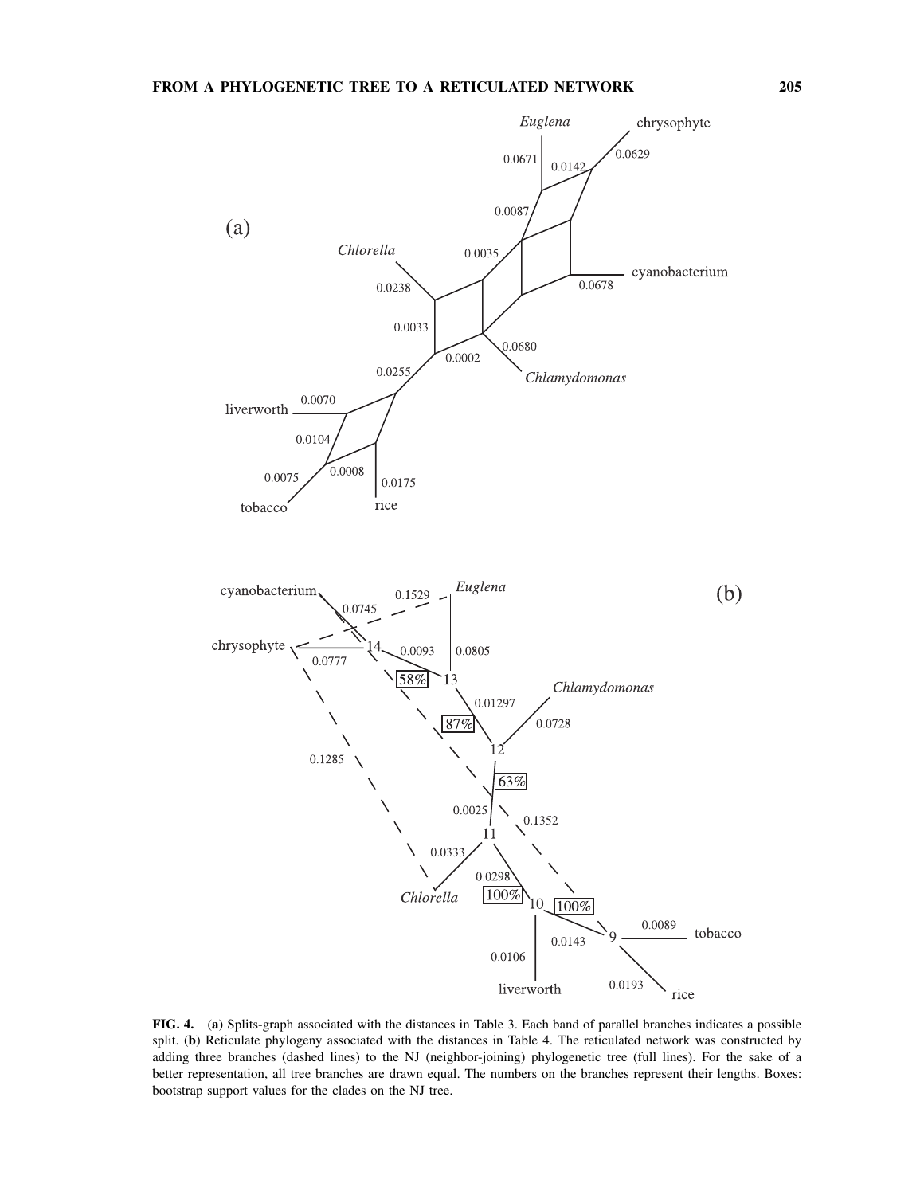**FIG. 4.** (**a**) Splits-graph associated with the distances in Table 3. Each band of parallel branches indicates a possible split. (**b**) Reticulate phylogeny associated with the distances in Table 4. The reticulated network was constructed by adding three branches (dashed lines) to the NJ (neighbor-joining) phylogenetic tree (full lines). For the sake of a better representation, all tree branches are drawn equal. The numbers on the branches represent their lengths. Boxes: bootstrap support values for the clades on the NJ tree.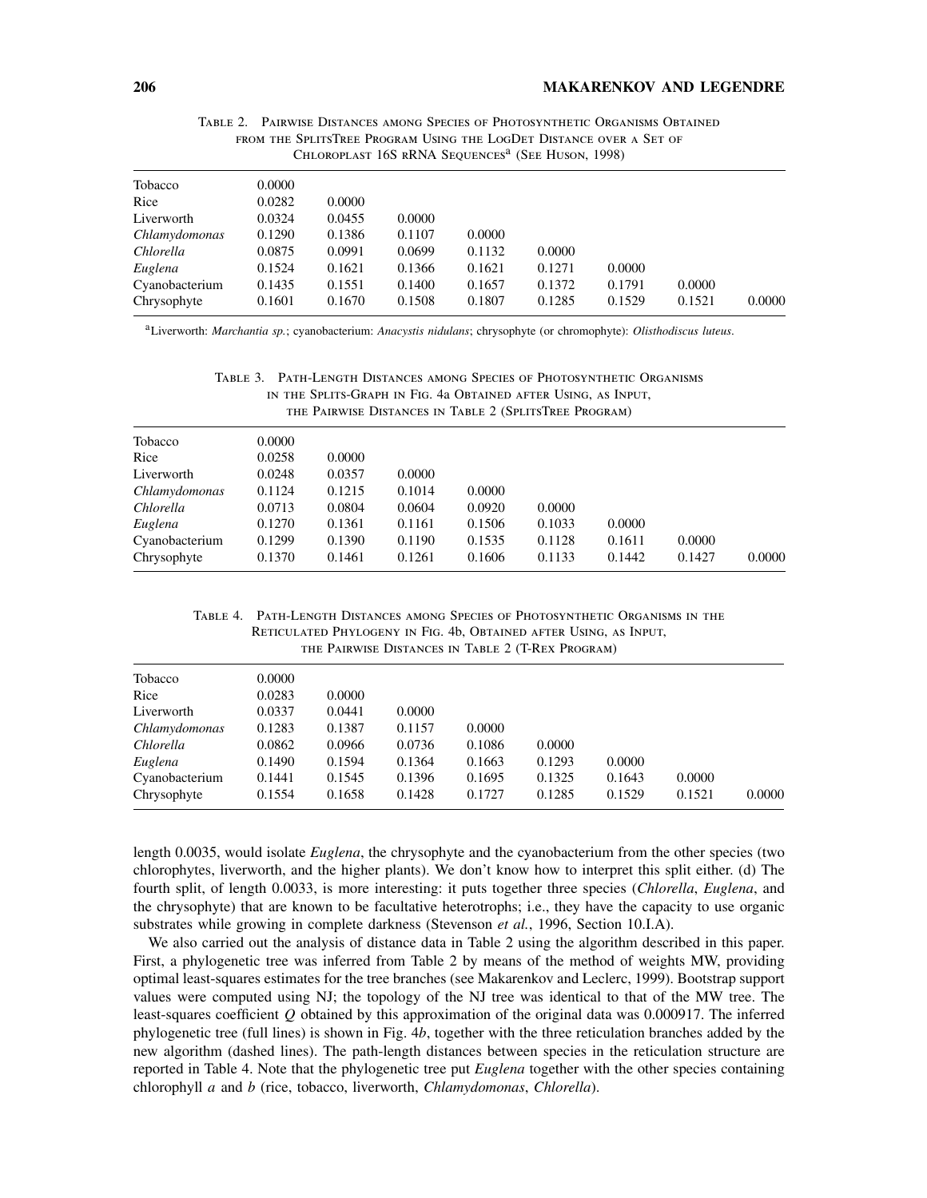Table 2. Pairwise Distances among Species of Photosynthetic Organisms Obtained from the SplitsTree Program Using the LogDet Distance over a Set of Chloroplast 16S rRNA Sequences[a] (See Huson, 1998)

| | | | | | | | | |
|---|---|---|---|---|---|---|---|---|
| Tobacco | 0.0000 | | | | | | | |
| Rice | 0.0282 | 0.0000 | | | | | | |
| Liverworth | 0.0324 | 0.0455 | 0.0000 | | | | | |
| *Chlamydomonas* | 0.1290 | 0.1386 | 0.1107 | 0.0000 | | | | |
| *Chlorella* | 0.0875 | 0.0991 | 0.0699 | 0.1132 | 0.0000 | | | |
| *Euglena* | 0.1524 | 0.1621 | 0.1366 | 0.1621 | 0.1271 | 0.0000 | | |
| Cyanobacterium | 0.1435 | 0.1551 | 0.1400 | 0.1657 | 0.1372 | 0.1791 | 0.0000 | |
| Chrysophyte | 0.1601 | 0.1670 | 0.1508 | 0.1807 | 0.1285 | 0.1529 | 0.1521 | 0.0000 |

[a]Liverworth: *Marchantia sp.*; cyanobacterium: *Anacystis nidulans*; chrysophyte (or chromophyte): *Olisthodiscus luteus*.

Table 3. Path-Length Distances among Species of Photosynthetic Organisms in the Splits-Graph in Fig. 4a Obtained after Using, as Input, the Pairwise Distances in Table 2 (SplitsTree Program)

| | | | | | | | | |
|---|---|---|---|---|---|---|---|---|
| Tobacco | 0.0000 | | | | | | | |
| Rice | 0.0258 | 0.0000 | | | | | | |
| Liverworth | 0.0248 | 0.0357 | 0.0000 | | | | | |
| *Chlamydomonas* | 0.1124 | 0.1215 | 0.1014 | 0.0000 | | | | |
| *Chlorella* | 0.0713 | 0.0804 | 0.0604 | 0.0920 | 0.0000 | | | |
| *Euglena* | 0.1270 | 0.1361 | 0.1161 | 0.1506 | 0.1033 | 0.0000 | | |
| Cyanobacterium | 0.1299 | 0.1390 | 0.1190 | 0.1535 | 0.1128 | 0.1611 | 0.0000 | |
| Chrysophyte | 0.1370 | 0.1461 | 0.1261 | 0.1606 | 0.1133 | 0.1442 | 0.1427 | 0.0000 |

Table 4. Path-Length Distances among Species of Photosynthetic Organisms in the Reticulated Phylogeny in Fig. 4b, Obtained after Using, as Input, the Pairwise Distances in Table 2 (T-Rex Program)

| | | | | | | | | |
|---|---|---|---|---|---|---|---|---|
| Tobacco | 0.0000 | | | | | | | |
| Rice | 0.0283 | 0.0000 | | | | | | |
| Liverworth | 0.0337 | 0.0441 | 0.0000 | | | | | |
| *Chlamydomonas* | 0.1283 | 0.1387 | 0.1157 | 0.0000 | | | | |
| *Chlorella* | 0.0862 | 0.0966 | 0.0736 | 0.1086 | 0.0000 | | | |
| *Euglena* | 0.1490 | 0.1594 | 0.1364 | 0.1663 | 0.1293 | 0.0000 | | |
| Cyanobacterium | 0.1441 | 0.1545 | 0.1396 | 0.1695 | 0.1325 | 0.1643 | 0.0000 | |
| Chrysophyte | 0.1554 | 0.1658 | 0.1428 | 0.1727 | 0.1285 | 0.1529 | 0.1521 | 0.0000 |

length 0.0035, would isolate *Euglena*, the chrysophyte and the cyanobacterium from the other species (two chlorophytes, liverworth, and the higher plants). We don't know how to interpret this split either. (d) The fourth split, of length 0.0033, is more interesting: it puts together three species (*Chlorella*, *Euglena*, and the chrysophyte) that are known to be facultative heterotrophs; i.e., they have the capacity to use organic substrates while growing in complete darkness (Stevenson *et al.*, 1996, Section 10.I.A).

We also carried out the analysis of distance data in Table 2 using the algorithm described in this paper. First, a phylogenetic tree was inferred from Table 2 by means of the method of weights MW, providing optimal least-squares estimates for the tree branches (see Makarenkov and Leclerc, 1999). Bootstrap support values were computed using NJ; the topology of the NJ tree was identical to that of the MW tree. The least-squares coefficient $Q$ obtained by this approximation of the original data was 0.000917. The inferred phylogenetic tree (full lines) is shown in Fig. 4*b*, together with the three reticulation branches added by the new algorithm (dashed lines). The path-length distances between species in the reticulation structure are reported in Table 4. Note that the phylogenetic tree put *Euglena* together with the other species containing chlorophyll *a* and *b* (rice, tobacco, liverworth, *Chlamydomonas*, *Chlorella*).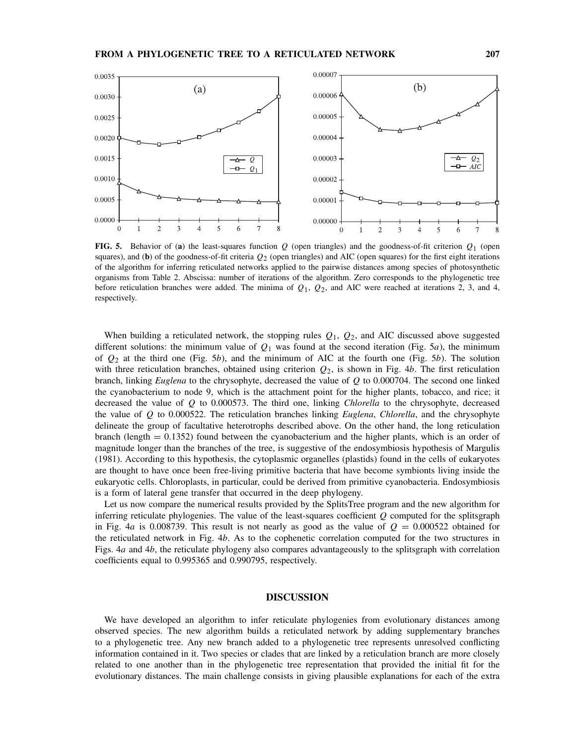**FIG. 5.** Behavior of (**a**) the least-squares function $Q$ (open triangles) and the goodness-of-fit criterion $Q_1$ (open squares), and (**b**) of the goodness-of-fit criteria $Q_2$ (open triangles) and AIC (open squares) for the first eight iterations of the algorithm for inferring reticulated networks applied to the pairwise distances among species of photosynthetic organisms from Table 2. Abscissa: number of iterations of the algorithm. Zero corresponds to the phylogenetic tree before reticulation branches were added. The minima of $Q_1$, $Q_2$, and AIC were reached at iterations 2, 3, and 4, respectively.

When building a reticulated network, the stopping rules $Q_1$, $Q_2$, and AIC discussed above suggested different solutions: the minimum value of $Q_1$ was found at the second iteration (Fig. 5*a*), the minimum of $Q_2$ at the third one (Fig. 5*b*), and the minimum of AIC at the fourth one (Fig. 5*b*). The solution with three reticulation branches, obtained using criterion $Q_2$, is shown in Fig. 4*b*. The first reticulation branch, linking *Euglena* to the chrysophyte, decreased the value of $Q$ to 0.000704. The second one linked the cyanobacterium to node 9, which is the attachment point for the higher plants, tobacco, and rice; it decreased the value of $Q$ to 0.000573. The third one, linking *Chlorella* to the chrysophyte, decreased the value of $Q$ to 0.000522. The reticulation branches linking *Euglena*, *Chlorella*, and the chrysophyte delineate the group of facultative heterotrophs described above. On the other hand, the long reticulation branch (length = 0.1352) found between the cyanobacterium and the higher plants, which is an order of magnitude longer than the branches of the tree, is suggestive of the endosymbiosis hypothesis of Margulis (1981). According to this hypothesis, the cytoplasmic organelles (plastids) found in the cells of eukaryotes are thought to have once been free-living primitive bacteria that have become symbionts living inside the eukaryotic cells. Chloroplasts, in particular, could be derived from primitive cyanobacteria. Endosymbiosis is a form of lateral gene transfer that occurred in the deep phylogeny.

Let us now compare the numerical results provided by the SplitsTree program and the new algorithm for inferring reticulate phylogenies. The value of the least-squares coefficient $Q$ computed for the splitsgraph in Fig. 4*a* is 0.008739. This result is not nearly as good as the value of $Q = 0.000522$ obtained for the reticulated network in Fig. 4*b*. As to the cophenetic correlation computed for the two structures in Figs. 4*a* and 4*b*, the reticulate phylogeny also compares advantageously to the splitsgraph with correlation coefficients equal to 0.995365 and 0.990795, respectively.

## DISCUSSION

We have developed an algorithm to infer reticulate phylogenies from evolutionary distances among observed species. The new algorithm builds a reticulated network by adding supplementary branches to a phylogenetic tree. Any new branch added to a phylogenetic tree represents unresolved conflicting information contained in it. Two species or clades that are linked by a reticulation branch are more closely related to one another than in the phylogenetic tree representation that provided the initial fit for the evolutionary distances. The main challenge consists in giving plausible explanations for each of the extra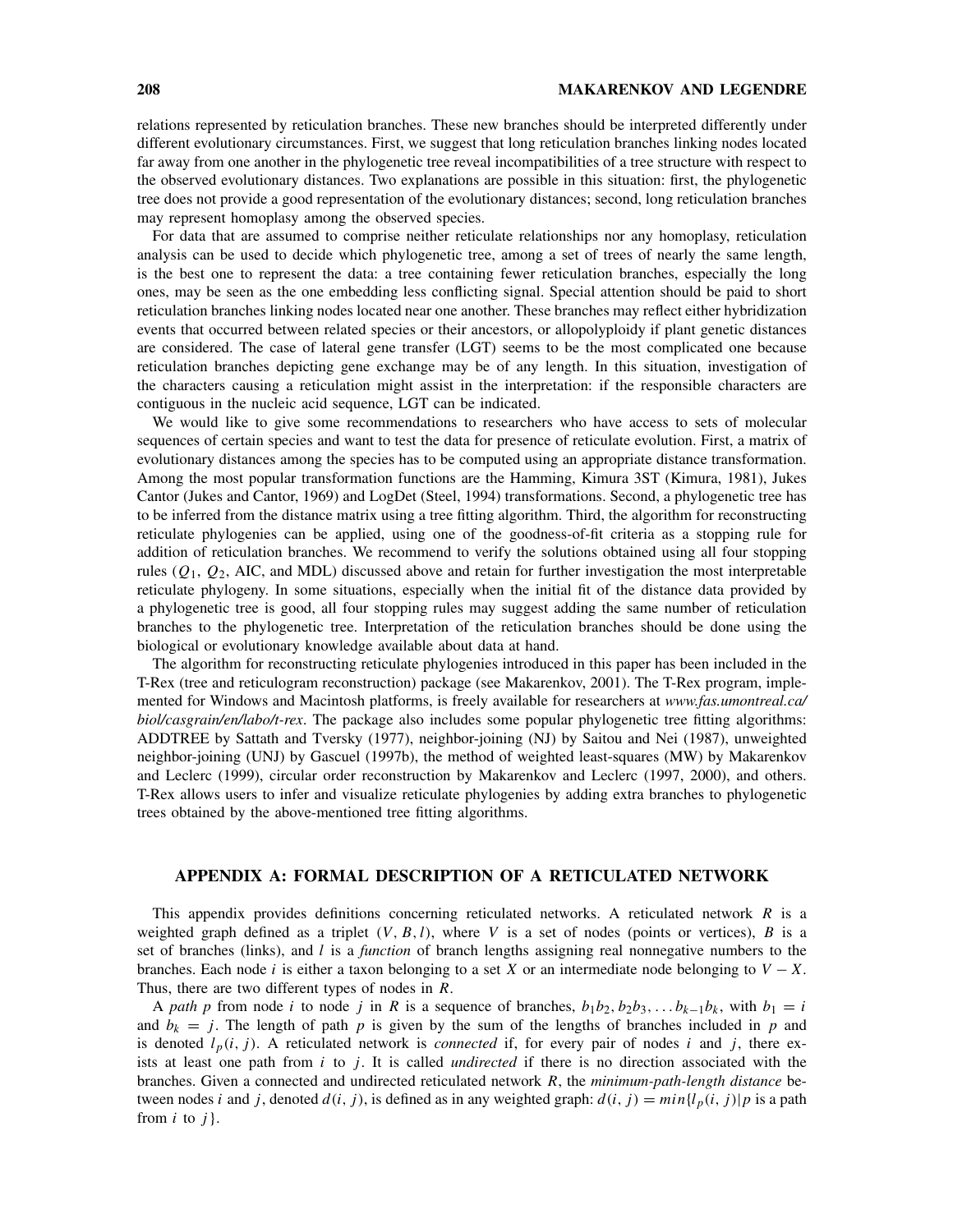relations represented by reticulation branches. These new branches should be interpreted differently under different evolutionary circumstances. First, we suggest that long reticulation branches linking nodes located far away from one another in the phylogenetic tree reveal incompatibilities of a tree structure with respect to the observed evolutionary distances. Two explanations are possible in this situation: first, the phylogenetic tree does not provide a good representation of the evolutionary distances; second, long reticulation branches may represent homoplasy among the observed species.

For data that are assumed to comprise neither reticulate relationships nor any homoplasy, reticulation analysis can be used to decide which phylogenetic tree, among a set of trees of nearly the same length, is the best one to represent the data: a tree containing fewer reticulation branches, especially the long ones, may be seen as the one embedding less conflicting signal. Special attention should be paid to short reticulation branches linking nodes located near one another. These branches may reflect either hybridization events that occurred between related species or their ancestors, or allopolyploidy if plant genetic distances are considered. The case of lateral gene transfer (LGT) seems to be the most complicated one because reticulation branches depicting gene exchange may be of any length. In this situation, investigation of the characters causing a reticulation might assist in the interpretation: if the responsible characters are contiguous in the nucleic acid sequence, LGT can be indicated.

We would like to give some recommendations to researchers who have access to sets of molecular sequences of certain species and want to test the data for presence of reticulate evolution. First, a matrix of evolutionary distances among the species has to be computed using an appropriate distance transformation. Among the most popular transformation functions are the Hamming, Kimura 3ST (Kimura, 1981), Jukes Cantor (Jukes and Cantor, 1969) and LogDet (Steel, 1994) transformations. Second, a phylogenetic tree has to be inferred from the distance matrix using a tree fitting algorithm. Third, the algorithm for reconstructing reticulate phylogenies can be applied, using one of the goodness-of-fit criteria as a stopping rule for addition of reticulation branches. We recommend to verify the solutions obtained using all four stopping rules ($Q_1$, $Q_2$, AIC, and MDL) discussed above and retain for further investigation the most interpretable reticulate phylogeny. In some situations, especially when the initial fit of the distance data provided by a phylogenetic tree is good, all four stopping rules may suggest adding the same number of reticulation branches to the phylogenetic tree. Interpretation of the reticulation branches should be done using the biological or evolutionary knowledge available about data at hand.

The algorithm for reconstructing reticulate phylogenies introduced in this paper has been included in the T-Rex (tree and reticulogram reconstruction) package (see Makarenkov, 2001). The T-Rex program, implemented for Windows and Macintosh platforms, is freely available for researchers at *www.fas.umontreal.ca/biol/casgrain/en/labo/t-rex*. The package also includes some popular phylogenetic tree fitting algorithms: ADDTREE by Sattath and Tversky (1977), neighbor-joining (NJ) by Saitou and Nei (1987), unweighted neighbor-joining (UNJ) by Gascuel (1997b), the method of weighted least-squares (MW) by Makarenkov and Leclerc (1999), circular order reconstruction by Makarenkov and Leclerc (1997, 2000), and others. T-Rex allows users to infer and visualize reticulate phylogenies by adding extra branches to phylogenetic trees obtained by the above-mentioned tree fitting algorithms.

## APPENDIX A: FORMAL DESCRIPTION OF A RETICULATED NETWORK

This appendix provides definitions concerning reticulated networks. A reticulated network $R$ is a weighted graph defined as a triplet $(V, B, l)$, where $V$ is a set of nodes (points or vertices), $B$ is a set of branches (links), and $l$ is a *function* of branch lengths assigning real nonnegative numbers to the branches. Each node $i$ is either a taxon belonging to a set $X$ or an intermediate node belonging to $V - X$. Thus, there are two different types of nodes in $R$.

A *path* $p$ from node $i$ to node $j$ in $R$ is a sequence of branches, $b_1b_2, b_2b_3, \ldots b_{k-1}b_k$, with $b_1 = i$ and $b_k = j$. The length of path $p$ is given by the sum of the lengths of branches included in $p$ and is denoted $l_p(i, j)$. A reticulated network is *connected* if, for every pair of nodes $i$ and $j$, there exists at least one path from $i$ to $j$. It is called *undirected* if there is no direction associated with the branches. Given a connected and undirected reticulated network $R$, the *minimum-path-length distance* between nodes $i$ and $j$, denoted $d(i, j)$, is defined as in any weighted graph: $d(i, j) = min\{l_p(i, j) | p \text{ is a path from } i \text{ to } j\}$.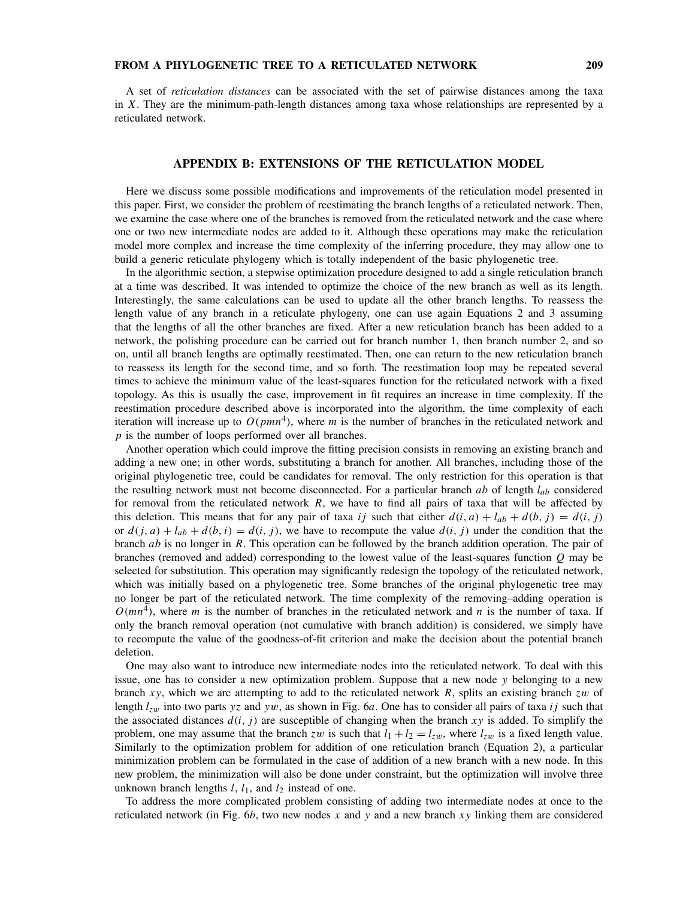A set of *reticulation distances* can be associated with the set of pairwise distances among the taxa in $X$. They are the minimum-path-length distances among taxa whose relationships are represented by a reticulated network.

## APPENDIX B: EXTENSIONS OF THE RETICULATION MODEL

Here we discuss some possible modifications and improvements of the reticulation model presented in this paper. First, we consider the problem of reestimating the branch lengths of a reticulated network. Then, we examine the case where one of the branches is removed from the reticulated network and the case where one or two new intermediate nodes are added to it. Although these operations may make the reticulation model more complex and increase the time complexity of the inferring procedure, they may allow one to build a generic reticulate phylogeny which is totally independent of the basic phylogenetic tree.

In the algorithmic section, a stepwise optimization procedure designed to add a single reticulation branch at a time was described. It was intended to optimize the choice of the new branch as well as its length. Interestingly, the same calculations can be used to update all the other branch lengths. To reassess the length value of any branch in a reticulate phylogeny, one can use again Equations 2 and 3 assuming that the lengths of all the other branches are fixed. After a new reticulation branch has been added to a network, the polishing procedure can be carried out for branch number 1, then branch number 2, and so on, until all branch lengths are optimally reestimated. Then, one can return to the new reticulation branch to reassess its length for the second time, and so forth. The reestimation loop may be repeated several times to achieve the minimum value of the least-squares function for the reticulated network with a fixed topology. As this is usually the case, improvement in fit requires an increase in time complexity. If the reestimation procedure described above is incorporated into the algorithm, the time complexity of each iteration will increase up to $O(pmn^4)$, where $m$ is the number of branches in the reticulated network and $p$ is the number of loops performed over all branches.

Another operation which could improve the fitting precision consists in removing an existing branch and adding a new one; in other words, substituting a branch for another. All branches, including those of the original phylogenetic tree, could be candidates for removal. The only restriction for this operation is that the resulting network must not become disconnected. For a particular branch $ab$ of length $l_{ab}$ considered for removal from the reticulated network $R$, we have to find all pairs of taxa that will be affected by this deletion. This means that for any pair of taxa $ij$ such that either $d(i, a) + l_{ab} + d(b, j) = d(i, j)$ or $d(j, a) + l_{ab} + d(b, i) = d(i, j)$, we have to recompute the value $d(i, j)$ under the condition that the branch $ab$ is no longer in $R$. This operation can be followed by the branch addition operation. The pair of branches (removed and added) corresponding to the lowest value of the least-squares function $Q$ may be selected for substitution. This operation may significantly redesign the topology of the reticulated network, which was initially based on a phylogenetic tree. Some branches of the original phylogenetic tree may no longer be part of the reticulated network. The time complexity of the removing–adding operation is $O(mn^4)$, where $m$ is the number of branches in the reticulated network and $n$ is the number of taxa. If only the branch removal operation (not cumulative with branch addition) is considered, we simply have to recompute the value of the goodness-of-fit criterion and make the decision about the potential branch deletion.

One may also want to introduce new intermediate nodes into the reticulated network. To deal with this issue, one has to consider a new optimization problem. Suppose that a new node $y$ belonging to a new branch $xy$, which we are attempting to add to the reticulated network $R$, splits an existing branch $zw$ of length $l_{zw}$ into two parts $yz$ and $yw$, as shown in Fig. 6*a*. One has to consider all pairs of taxa $ij$ such that the associated distances $d(i, j)$ are susceptible of changing when the branch $xy$ is added. To simplify the problem, one may assume that the branch $zw$ is such that $l_1 + l_2 = l_{zw}$, where $l_{zw}$ is a fixed length value. Similarly to the optimization problem for addition of one reticulation branch (Equation 2), a particular minimization problem can be formulated in the case of addition of a new branch with a new node. In this new problem, the minimization will also be done under constraint, but the optimization will involve three unknown branch lengths $l$, $l_1$, and $l_2$ instead of one.

To address the more complicated problem consisting of adding two intermediate nodes at once to the reticulated network (in Fig. 6*b*, two new nodes $x$ and $y$ and a new branch $xy$ linking them are considered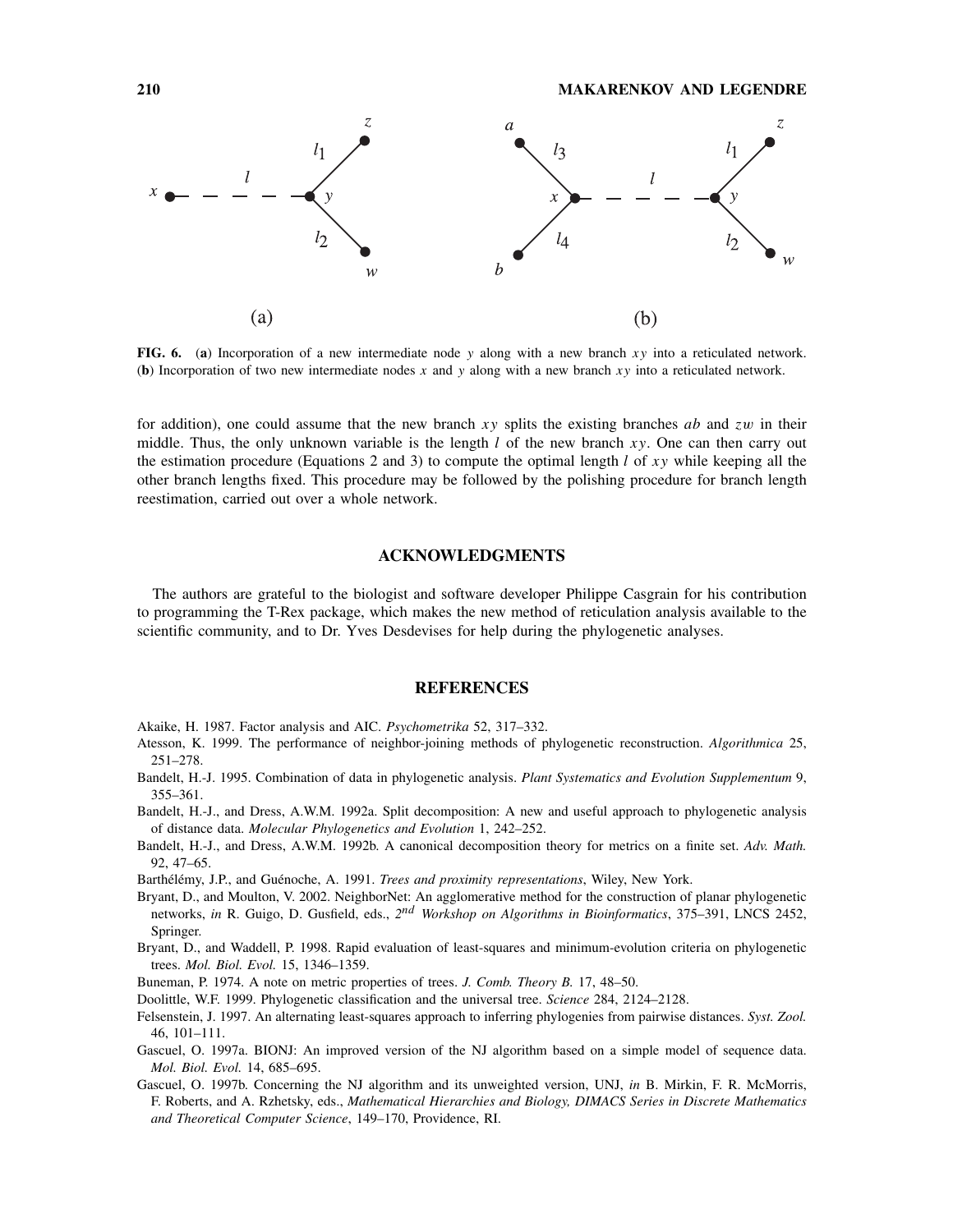**FIG. 6.** (**a**) Incorporation of a new intermediate node $y$ along with a new branch $xy$ into a reticulated network. (**b**) Incorporation of two new intermediate nodes $x$ and $y$ along with a new branch $xy$ into a reticulated network.

for addition), one could assume that the new branch $xy$ splits the existing branches $ab$ and $zw$ in their middle. Thus, the only unknown variable is the length $l$ of the new branch $xy$. One can then carry out the estimation procedure (Equations 2 and 3) to compute the optimal length $l$ of $xy$ while keeping all the other branch lengths fixed. This procedure may be followed by the polishing procedure for branch length reestimation, carried out over a whole network.

## ACKNOWLEDGMENTS

The authors are grateful to the biologist and software developer Philippe Casgrain for his contribution to programming the T-Rex package, which makes the new method of reticulation analysis available to the scientific community, and to Dr. Yves Desdevises for help during the phylogenetic analyses.

## REFERENCES

Akaike, H. 1987. Factor analysis and AIC. *Psychometrika* 52, 317–332.

Atesson, K. 1999. The performance of neighbor-joining methods of phylogenetic reconstruction. *Algorithmica* 25, 251–278.

Bandelt, H.-J. 1995. Combination of data in phylogenetic analysis. *Plant Systematics and Evolution Supplementum* 9, 355–361.

Bandelt, H.-J., and Dress, A.W.M. 1992a. Split decomposition: A new and useful approach to phylogenetic analysis of distance data. *Molecular Phylogenetics and Evolution* 1, 242–252.

Bandelt, H.-J., and Dress, A.W.M. 1992b. A canonical decomposition theory for metrics on a finite set. *Adv. Math.* 92, 47–65.

Barthélémy, J.P., and Guénoche, A. 1991. *Trees and proximity representations*, Wiley, New York.

Bryant, D., and Moulton, V. 2002. NeighborNet: An agglomerative method for the construction of planar phylogenetic networks, *in* R. Guigo, D. Gusfield, eds., *2nd Workshop on Algorithms in Bioinformatics*, 375–391, LNCS 2452, Springer.

Bryant, D., and Waddell, P. 1998. Rapid evaluation of least-squares and minimum-evolution criteria on phylogenetic trees. *Mol. Biol. Evol.* 15, 1346–1359.

Buneman, P. 1974. A note on metric properties of trees. *J. Comb. Theory B.* 17, 48–50.

Doolittle, W.F. 1999. Phylogenetic classification and the universal tree. *Science* 284, 2124–2128.

Felsenstein, J. 1997. An alternating least-squares approach to inferring phylogenies from pairwise distances. *Syst. Zool.* 46, 101–111.

Gascuel, O. 1997a. BIONJ: An improved version of the NJ algorithm based on a simple model of sequence data. *Mol. Biol. Evol.* 14, 685–695.

Gascuel, O. 1997b. Concerning the NJ algorithm and its unweighted version, UNJ, *in* B. Mirkin, F. R. McMorris, F. Roberts, and A. Rzhetsky, eds., *Mathematical Hierarchies and Biology, DIMACS Series in Discrete Mathematics and Theoretical Computer Science*, 149–170, Providence, RI.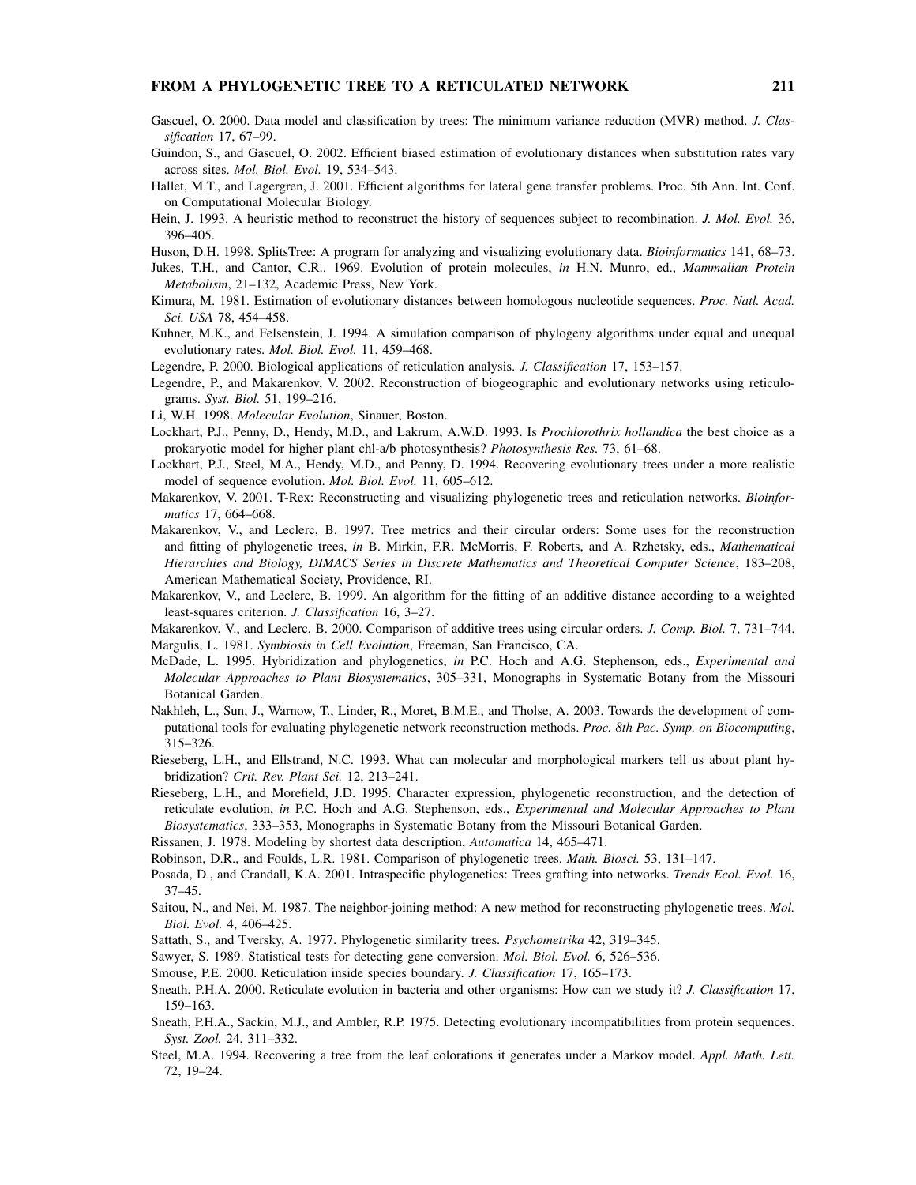Gascuel, O. 2000. Data model and classification by trees: The minimum variance reduction (MVR) method. *J. Classification* 17, 67–99.

Guindon, S., and Gascuel, O. 2002. Efficient biased estimation of evolutionary distances when substitution rates vary across sites. *Mol. Biol. Evol.* 19, 534–543.

Hallet, M.T., and Lagergren, J. 2001. Efficient algorithms for lateral gene transfer problems. Proc. 5th Ann. Int. Conf. on Computational Molecular Biology.

Hein, J. 1993. A heuristic method to reconstruct the history of sequences subject to recombination. *J. Mol. Evol.* 36, 396–405.

Huson, D.H. 1998. SplitsTree: A program for analyzing and visualizing evolutionary data. *Bioinformatics* 141, 68–73.

Jukes, T.H., and Cantor, C.R.. 1969. Evolution of protein molecules, *in* H.N. Munro, ed., *Mammalian Protein Metabolism*, 21–132, Academic Press, New York.

Kimura, M. 1981. Estimation of evolutionary distances between homologous nucleotide sequences. *Proc. Natl. Acad. Sci. USA* 78, 454–458.

Kuhner, M.K., and Felsenstein, J. 1994. A simulation comparison of phylogeny algorithms under equal and unequal evolutionary rates. *Mol. Biol. Evol.* 11, 459–468.

Legendre, P. 2000. Biological applications of reticulation analysis. *J. Classification* 17, 153–157.

Legendre, P., and Makarenkov, V. 2002. Reconstruction of biogeographic and evolutionary networks using reticulograms. *Syst. Biol.* 51, 199–216.

Li, W.H. 1998. *Molecular Evolution*, Sinauer, Boston.

Lockhart, P.J., Penny, D., Hendy, M.D., and Lakrum, A.W.D. 1993. Is *Prochlorothrix hollandica* the best choice as a prokaryotic model for higher plant chl-a/b photosynthesis? *Photosynthesis Res.* 73, 61–68.

Lockhart, P.J., Steel, M.A., Hendy, M.D., and Penny, D. 1994. Recovering evolutionary trees under a more realistic model of sequence evolution. *Mol. Biol. Evol.* 11, 605–612.

Makarenkov, V. 2001. T-Rex: Reconstructing and visualizing phylogenetic trees and reticulation networks. *Bioinformatics* 17, 664–668.

Makarenkov, V., and Leclerc, B. 1997. Tree metrics and their circular orders: Some uses for the reconstruction and fitting of phylogenetic trees, *in* B. Mirkin, F.R. McMorris, F. Roberts, and A. Rzhetsky, eds., *Mathematical Hierarchies and Biology, DIMACS Series in Discrete Mathematics and Theoretical Computer Science*, 183–208, American Mathematical Society, Providence, RI.

Makarenkov, V., and Leclerc, B. 1999. An algorithm for the fitting of an additive distance according to a weighted least-squares criterion. *J. Classification* 16, 3–27.

Makarenkov, V., and Leclerc, B. 2000. Comparison of additive trees using circular orders. *J. Comp. Biol.* 7, 731–744.

Margulis, L. 1981. *Symbiosis in Cell Evolution*, Freeman, San Francisco, CA.

McDade, L. 1995. Hybridization and phylogenetics, *in* P.C. Hoch and A.G. Stephenson, eds., *Experimental and Molecular Approaches to Plant Biosystematics*, 305–331, Monographs in Systematic Botany from the Missouri Botanical Garden.

Nakhleh, L., Sun, J., Warnow, T., Linder, R., Moret, B.M.E., and Tholse, A. 2003. Towards the development of computational tools for evaluating phylogenetic network reconstruction methods. *Proc. 8th Pac. Symp. on Biocomputing*, 315–326.

Rieseberg, L.H., and Ellstrand, N.C. 1993. What can molecular and morphological markers tell us about plant hybridization? *Crit. Rev. Plant Sci.* 12, 213–241.

Rieseberg, L.H., and Morefield, J.D. 1995. Character expression, phylogenetic reconstruction, and the detection of reticulate evolution, *in* P.C. Hoch and A.G. Stephenson, eds., *Experimental and Molecular Approaches to Plant Biosystematics*, 333–353, Monographs in Systematic Botany from the Missouri Botanical Garden.

Rissanen, J. 1978. Modeling by shortest data description, *Automatica* 14, 465–471.

Robinson, D.R., and Foulds, L.R. 1981. Comparison of phylogenetic trees. *Math. Biosci.* 53, 131–147.

Posada, D., and Crandall, K.A. 2001. Intraspecific phylogenetics: Trees grafting into networks. *Trends Ecol. Evol.* 16, 37–45.

Saitou, N., and Nei, M. 1987. The neighbor-joining method: A new method for reconstructing phylogenetic trees. *Mol. Biol. Evol.* 4, 406–425.

Sattath, S., and Tversky, A. 1977. Phylogenetic similarity trees. *Psychometrika* 42, 319–345.

Sawyer, S. 1989. Statistical tests for detecting gene conversion. *Mol. Biol. Evol.* 6, 526–536.

Smouse, P.E. 2000. Reticulation inside species boundary. *J. Classification* 17, 165–173.

Sneath, P.H.A. 2000. Reticulate evolution in bacteria and other organisms: How can we study it? *J. Classification* 17, 159–163.

Sneath, P.H.A., Sackin, M.J., and Ambler, R.P. 1975. Detecting evolutionary incompatibilities from protein sequences. *Syst. Zool.* 24, 311–332.

Steel, M.A. 1994. Recovering a tree from the leaf colorations it generates under a Markov model. *Appl. Math. Lett.* 72, 19–24.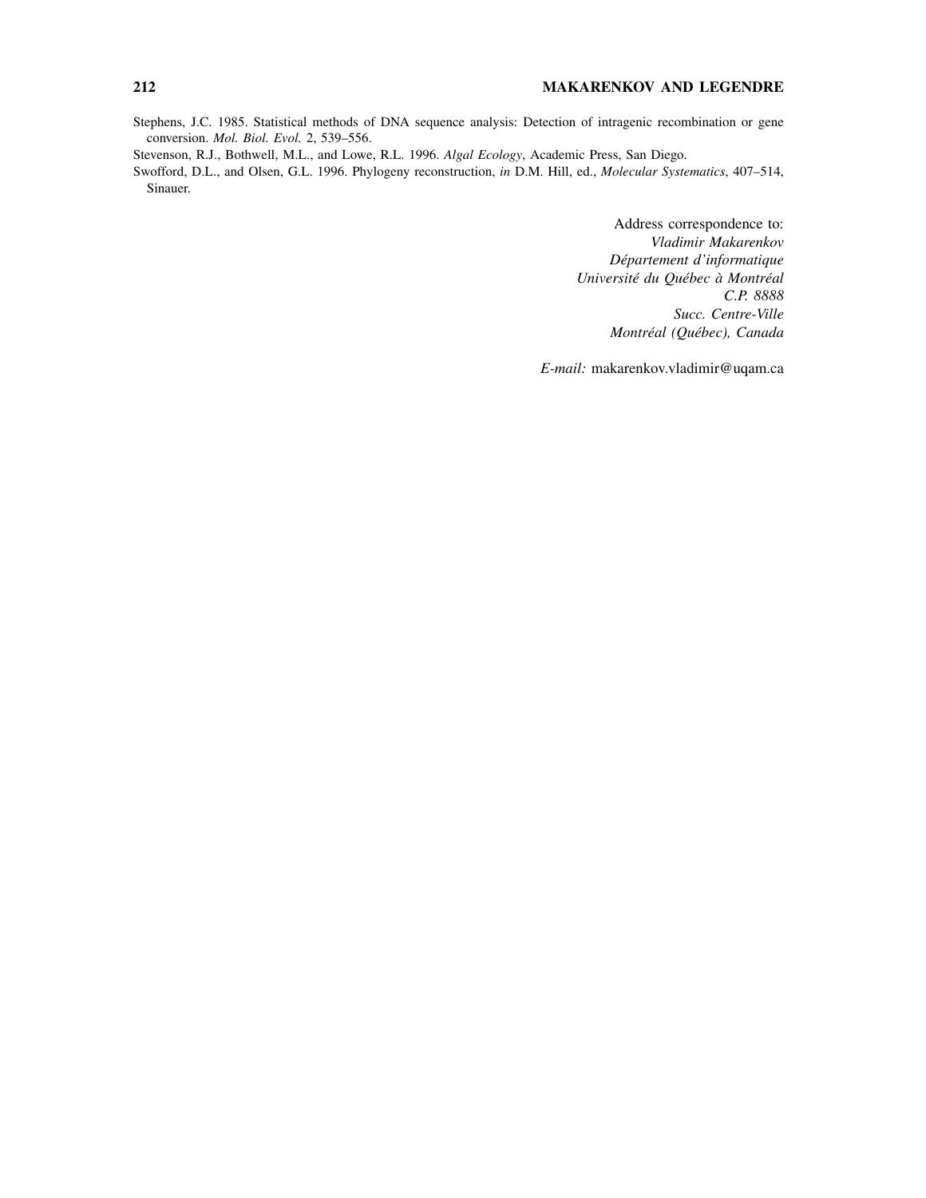Stephens, J.C. 1985. Statistical methods of DNA sequence analysis: Detection of intragenic recombination or gene conversion. *Mol. Biol. Evol.* 2, 539–556.

Stevenson, R.J., Bothwell, M.L., and Lowe, R.L. 1996. *Algal Ecology*, Academic Press, San Diego.

Swofford, D.L., and Olsen, G.L. 1996. Phylogeny reconstruction, *in* D.M. Hill, ed., *Molecular Systematics*, 407–514, Sinauer.

Address correspondence to:
*Vladimir Makarenkov*
*Département d'informatique*
*Université du Québec à Montréal*
*C.P. 8888*
*Succ. Centre-Ville*
*Montréal (Québec), Canada*

*E-mail:* makarenkov.vladimir@uqam.ca